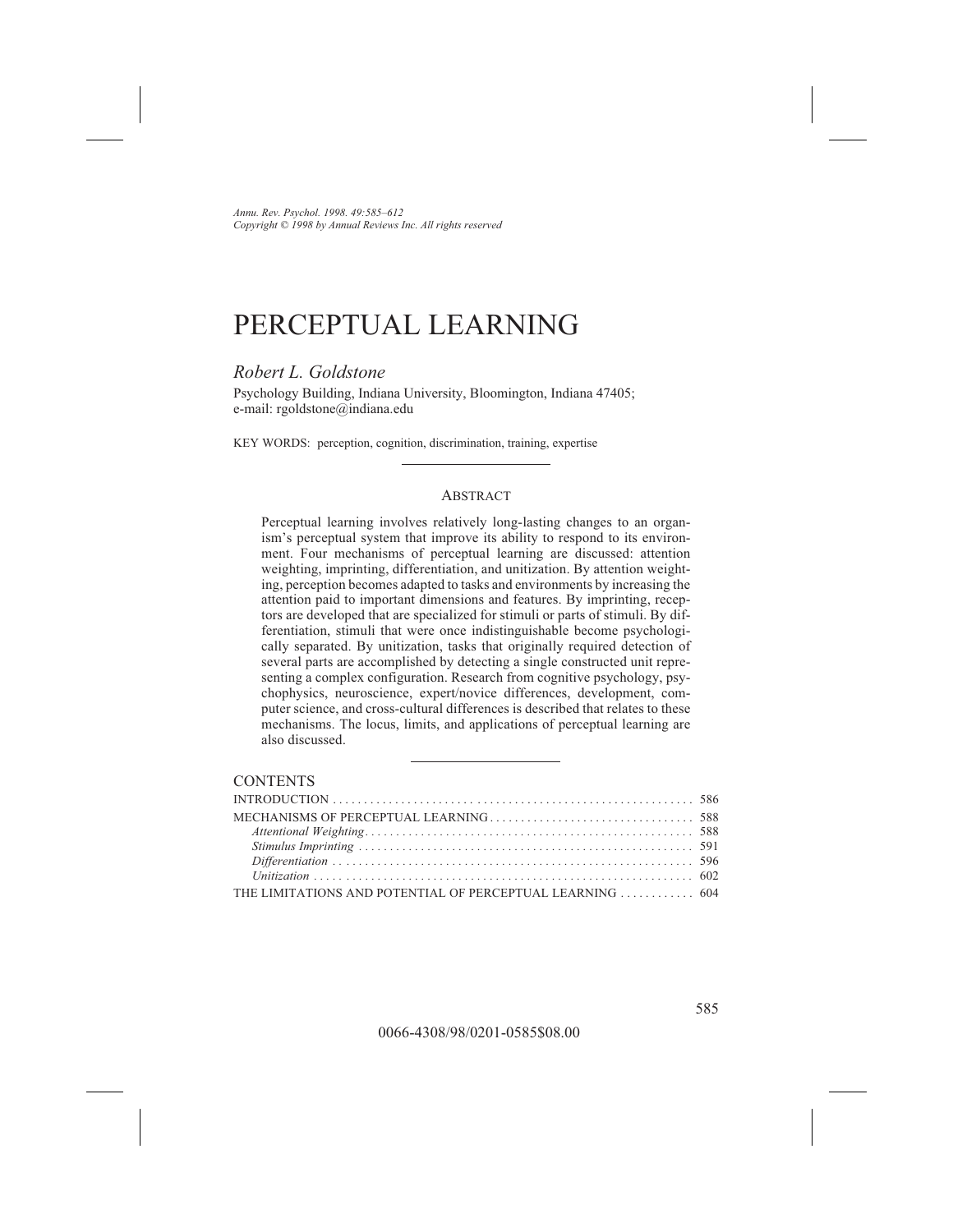*Annu. Rev. Psychol. 1998. 49:585–612*
*Copyright © 1998 by Annual Reviews Inc. All rights reserved*

# PERCEPTUAL LEARNING

*Robert L. Goldstone*

Psychology Building, Indiana University, Bloomington, Indiana 47405; e-mail: rgoldstone@indiana.edu

KEY WORDS: perception, cognition, discrimination, training, expertise

## ABSTRACT

Perceptual learning involves relatively long-lasting changes to an organism's perceptual system that improve its ability to respond to its environment. Four mechanisms of perceptual learning are discussed: attention weighting, imprinting, differentiation, and unitization. By attention weighting, perception becomes adapted to tasks and environments by increasing the attention paid to important dimensions and features. By imprinting, receptors are developed that are specialized for stimuli or parts of stimuli. By differentiation, stimuli that were once indistinguishable become psychologically separated. By unitization, tasks that originally required detection of several parts are accomplished by detecting a single constructed unit representing a complex configuration. Research from cognitive psychology, psychophysics, neuroscience, expert/novice differences, development, computer science, and cross-cultural differences is described that relates to these mechanisms. The locus, limits, and applications of perceptual learning are also discussed.

## CONTENTS

INTRODUCTION . . . . . . . . . . . . . . . . . . . . . . . . . . . . . . . . . . . . . . . . . . . . . . . . . . . . . . . . . 586
MECHANISMS OF PERCEPTUAL LEARNING . . . . . . . . . . . . . . . . . . . . . . . . . . . . . . . . 588
*Attentional Weighting* . . . . . . . . . . . . . . . . . . . . . . . . . . . . . . . . . . . . . . . . . . . . . . . . . . . . 588
*Stimulus Imprinting* . . . . . . . . . . . . . . . . . . . . . . . . . . . . . . . . . . . . . . . . . . . . . . . . . . . . . 591
*Differentiation* . . . . . . . . . . . . . . . . . . . . . . . . . . . . . . . . . . . . . . . . . . . . . . . . . . . . . . . . . 596
*Unitization* . . . . . . . . . . . . . . . . . . . . . . . . . . . . . . . . . . . . . . . . . . . . . . . . . . . . . . . . . . . 602
THE LIMITATIONS AND POTENTIAL OF PERCEPTUAL LEARNING . . . . . . . . . . . . 604

0066-4308/98/0201-0585$08.00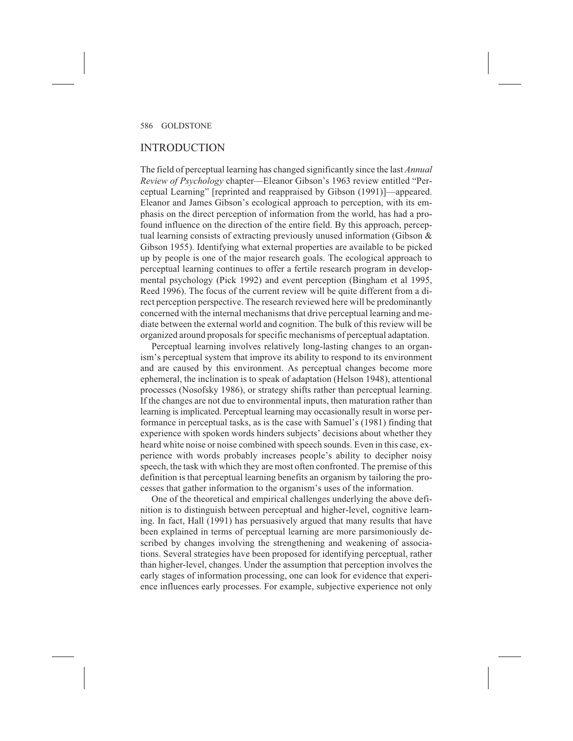## INTRODUCTION

The field of perceptual learning has changed significantly since the last *Annual Review of Psychology* chapter—Eleanor Gibson's 1963 review entitled "Perceptual Learning" [reprinted and reappraised by Gibson (1991)]—appeared. Eleanor and James Gibson's ecological approach to perception, with its emphasis on the direct perception of information from the world, has had a profound influence on the direction of the entire field. By this approach, perceptual learning consists of extracting previously unused information (Gibson & Gibson 1955). Identifying what external properties are available to be picked up by people is one of the major research goals. The ecological approach to perceptual learning continues to offer a fertile research program in developmental psychology (Pick 1992) and event perception (Bingham et al 1995, Reed 1996). The focus of the current review will be quite different from a direct perception perspective. The research reviewed here will be predominantly concerned with the internal mechanisms that drive perceptual learning and mediate between the external world and cognition. The bulk of this review will be organized around proposals for specific mechanisms of perceptual adaptation.

Perceptual learning involves relatively long-lasting changes to an organism's perceptual system that improve its ability to respond to its environment and are caused by this environment. As perceptual changes become more ephemeral, the inclination is to speak of adaptation (Helson 1948), attentional processes (Nosofsky 1986), or strategy shifts rather than perceptual learning. If the changes are not due to environmental inputs, then maturation rather than learning is implicated. Perceptual learning may occasionally result in worse performance in perceptual tasks, as is the case with Samuel's (1981) finding that experience with spoken words hinders subjects' decisions about whether they heard white noise or noise combined with speech sounds. Even in this case, experience with words probably increases people's ability to decipher noisy speech, the task with which they are most often confronted. The premise of this definition is that perceptual learning benefits an organism by tailoring the processes that gather information to the organism's uses of the information.

One of the theoretical and empirical challenges underlying the above definition is to distinguish between perceptual and higher-level, cognitive learning. In fact, Hall (1991) has persuasively argued that many results that have been explained in terms of perceptual learning are more parsimoniously described by changes involving the strengthening and weakening of associations. Several strategies have been proposed for identifying perceptual, rather than higher-level, changes. Under the assumption that perception involves the early stages of information processing, one can look for evidence that experience influences early processes. For example, subjective experience not only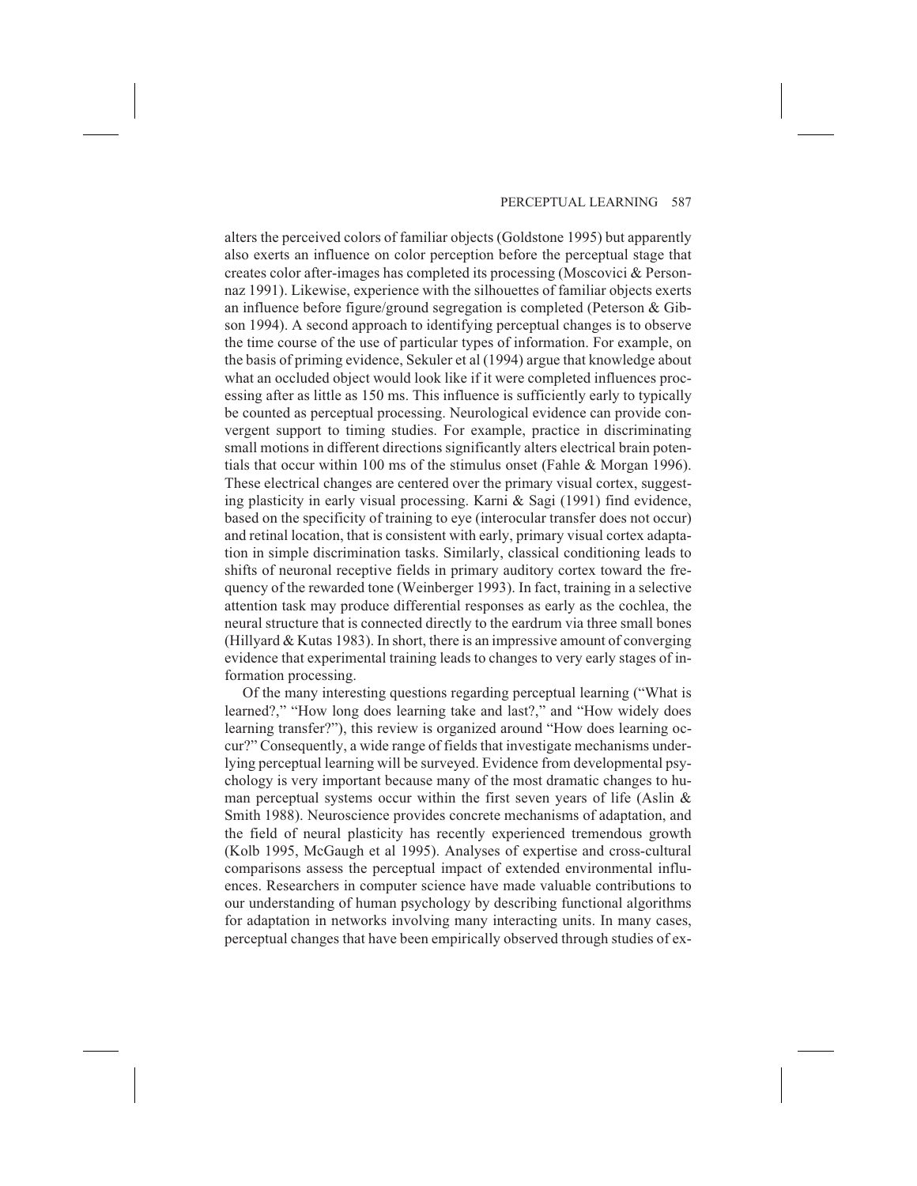alters the perceived colors of familiar objects (Goldstone 1995) but apparently also exerts an influence on color perception before the perceptual stage that creates color after-images has completed its processing (Moscovici & Personnaz 1991). Likewise, experience with the silhouettes of familiar objects exerts an influence before figure/ground segregation is completed (Peterson & Gibson 1994). A second approach to identifying perceptual changes is to observe the time course of the use of particular types of information. For example, on the basis of priming evidence, Sekuler et al (1994) argue that knowledge about what an occluded object would look like if it were completed influences processing after as little as 150 ms. This influence is sufficiently early to typically be counted as perceptual processing. Neurological evidence can provide convergent support to timing studies. For example, practice in discriminating small motions in different directions significantly alters electrical brain potentials that occur within 100 ms of the stimulus onset (Fahle & Morgan 1996). These electrical changes are centered over the primary visual cortex, suggesting plasticity in early visual processing. Karni & Sagi (1991) find evidence, based on the specificity of training to eye (interocular transfer does not occur) and retinal location, that is consistent with early, primary visual cortex adaptation in simple discrimination tasks. Similarly, classical conditioning leads to shifts of neuronal receptive fields in primary auditory cortex toward the frequency of the rewarded tone (Weinberger 1993). In fact, training in a selective attention task may produce differential responses as early as the cochlea, the neural structure that is connected directly to the eardrum via three small bones (Hillyard & Kutas 1983). In short, there is an impressive amount of converging evidence that experimental training leads to changes to very early stages of information processing.

Of the many interesting questions regarding perceptual learning ("What is learned?," "How long does learning take and last?," and "How widely does learning transfer?"), this review is organized around "How does learning occur?" Consequently, a wide range of fields that investigate mechanisms underlying perceptual learning will be surveyed. Evidence from developmental psychology is very important because many of the most dramatic changes to human perceptual systems occur within the first seven years of life (Aslin & Smith 1988). Neuroscience provides concrete mechanisms of adaptation, and the field of neural plasticity has recently experienced tremendous growth (Kolb 1995, McGaugh et al 1995). Analyses of expertise and cross-cultural comparisons assess the perceptual impact of extended environmental influences. Researchers in computer science have made valuable contributions to our understanding of human psychology by describing functional algorithms for adaptation in networks involving many interacting units. In many cases, perceptual changes that have been empirically observed through studies of ex-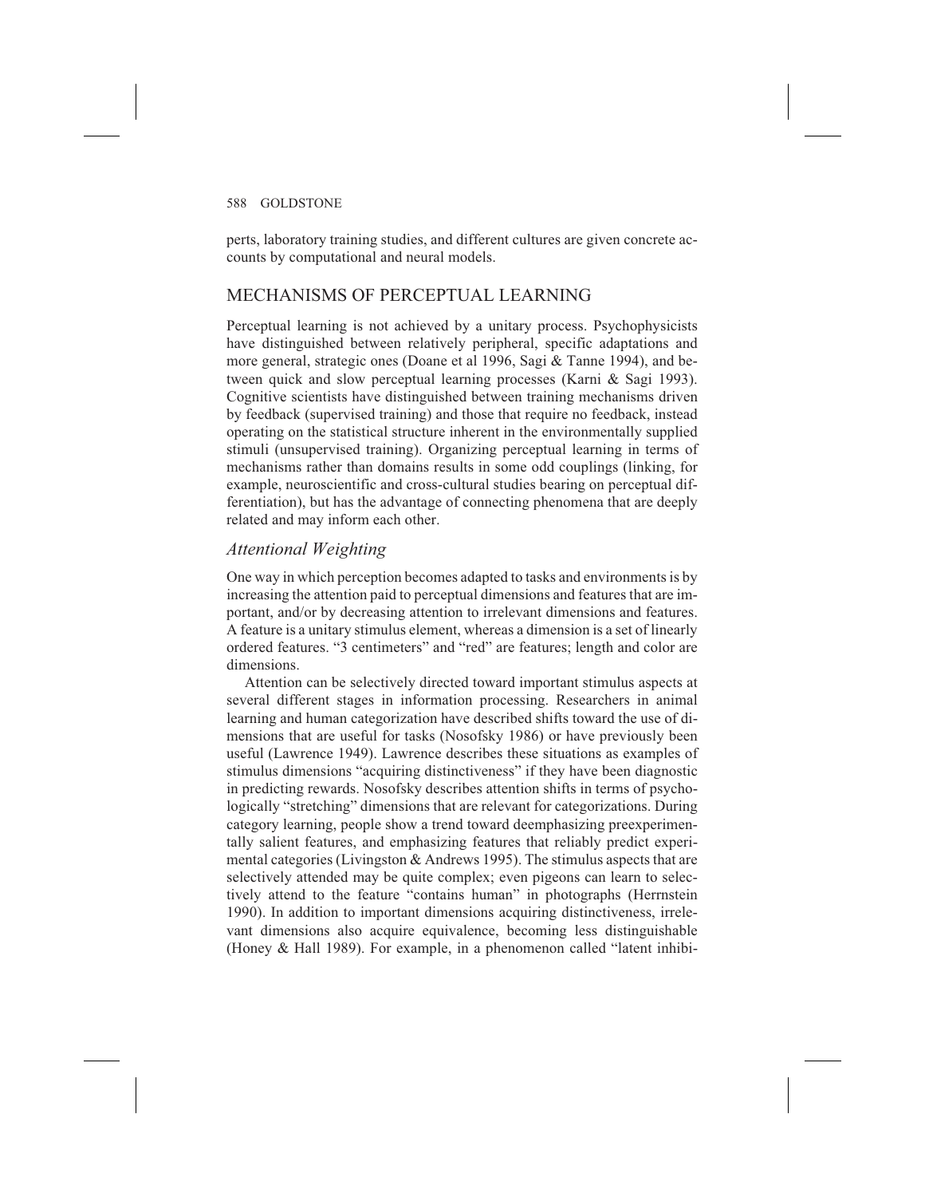perts, laboratory training studies, and different cultures are given concrete accounts by computational and neural models.

## MECHANISMS OF PERCEPTUAL LEARNING

Perceptual learning is not achieved by a unitary process. Psychophysicists have distinguished between relatively peripheral, specific adaptations and more general, strategic ones (Doane et al 1996, Sagi & Tanne 1994), and between quick and slow perceptual learning processes (Karni & Sagi 1993). Cognitive scientists have distinguished between training mechanisms driven by feedback (supervised training) and those that require no feedback, instead operating on the statistical structure inherent in the environmentally supplied stimuli (unsupervised training). Organizing perceptual learning in terms of mechanisms rather than domains results in some odd couplings (linking, for example, neuroscientific and cross-cultural studies bearing on perceptual differentiation), but has the advantage of connecting phenomena that are deeply related and may inform each other.

### *Attentional Weighting*

One way in which perception becomes adapted to tasks and environments is by increasing the attention paid to perceptual dimensions and features that are important, and/or by decreasing attention to irrelevant dimensions and features. A feature is a unitary stimulus element, whereas a dimension is a set of linearly ordered features. "3 centimeters" and "red" are features; length and color are dimensions.

Attention can be selectively directed toward important stimulus aspects at several different stages in information processing. Researchers in animal learning and human categorization have described shifts toward the use of dimensions that are useful for tasks (Nosofsky 1986) or have previously been useful (Lawrence 1949). Lawrence describes these situations as examples of stimulus dimensions "acquiring distinctiveness" if they have been diagnostic in predicting rewards. Nosofsky describes attention shifts in terms of psychologically "stretching" dimensions that are relevant for categorizations. During category learning, people show a trend toward deemphasizing preexperimentally salient features, and emphasizing features that reliably predict experimental categories (Livingston & Andrews 1995). The stimulus aspects that are selectively attended may be quite complex; even pigeons can learn to selectively attend to the feature "contains human" in photographs (Herrnstein 1990). In addition to important dimensions acquiring distinctiveness, irrelevant dimensions also acquire equivalence, becoming less distinguishable (Honey & Hall 1989). For example, in a phenomenon called "latent inhibi-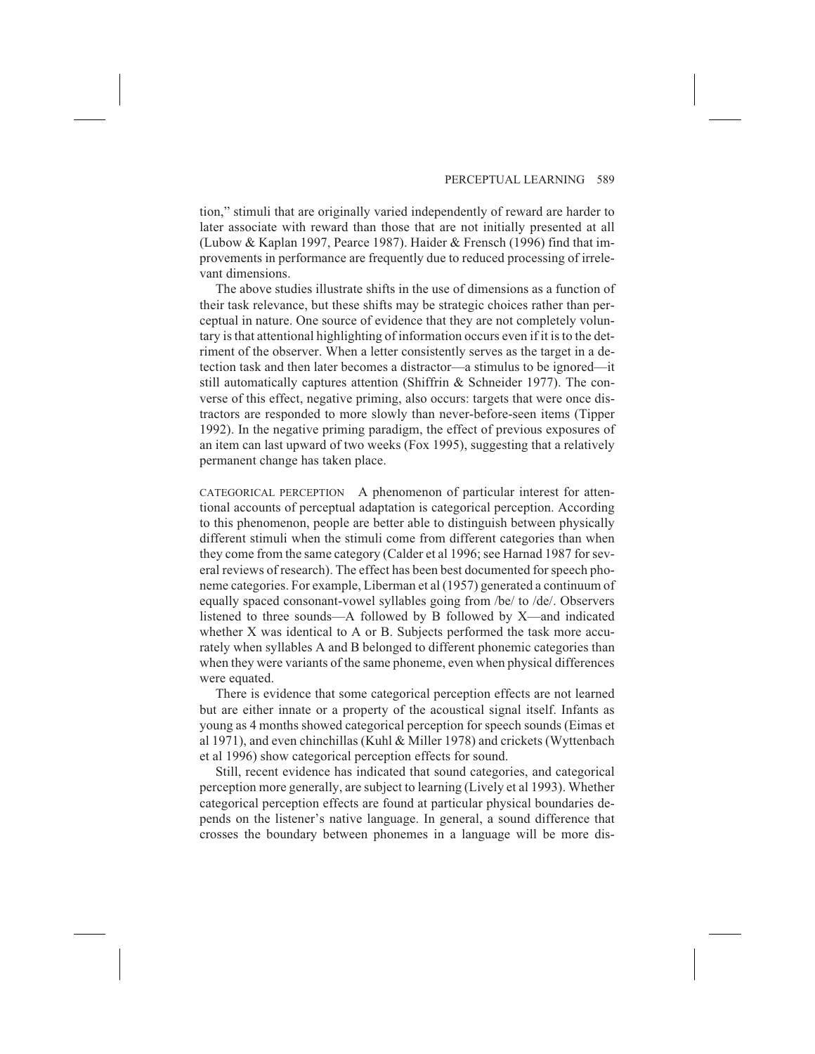tion," stimuli that are originally varied independently of reward are harder to later associate with reward than those that are not initially presented at all (Lubow & Kaplan 1997, Pearce 1987). Haider & Frensch (1996) find that improvements in performance are frequently due to reduced processing of irrelevant dimensions.

The above studies illustrate shifts in the use of dimensions as a function of their task relevance, but these shifts may be strategic choices rather than perceptual in nature. One source of evidence that they are not completely voluntary is that attentional highlighting of information occurs even if it is to the detriment of the observer. When a letter consistently serves as the target in a detection task and then later becomes a distractor—a stimulus to be ignored—it still automatically captures attention (Shiffrin & Schneider 1977). The converse of this effect, negative priming, also occurs: targets that were once distractors are responded to more slowly than never-before-seen items (Tipper 1992). In the negative priming paradigm, the effect of previous exposures of an item can last upward of two weeks (Fox 1995), suggesting that a relatively permanent change has taken place.

CATEGORICAL PERCEPTION A phenomenon of particular interest for attentional accounts of perceptual adaptation is categorical perception. According to this phenomenon, people are better able to distinguish between physically different stimuli when the stimuli come from different categories than when they come from the same category (Calder et al 1996; see Harnad 1987 for several reviews of research). The effect has been best documented for speech phoneme categories. For example, Liberman et al (1957) generated a continuum of equally spaced consonant-vowel syllables going from /be/ to /de/. Observers listened to three sounds—A followed by B followed by X—and indicated whether X was identical to A or B. Subjects performed the task more accurately when syllables A and B belonged to different phonemic categories than when they were variants of the same phoneme, even when physical differences were equated.

There is evidence that some categorical perception effects are not learned but are either innate or a property of the acoustical signal itself. Infants as young as 4 months showed categorical perception for speech sounds (Eimas et al 1971), and even chinchillas (Kuhl & Miller 1978) and crickets (Wyttenbach et al 1996) show categorical perception effects for sound.

Still, recent evidence has indicated that sound categories, and categorical perception more generally, are subject to learning (Lively et al 1993). Whether categorical perception effects are found at particular physical boundaries depends on the listener's native language. In general, a sound difference that crosses the boundary between phonemes in a language will be more dis-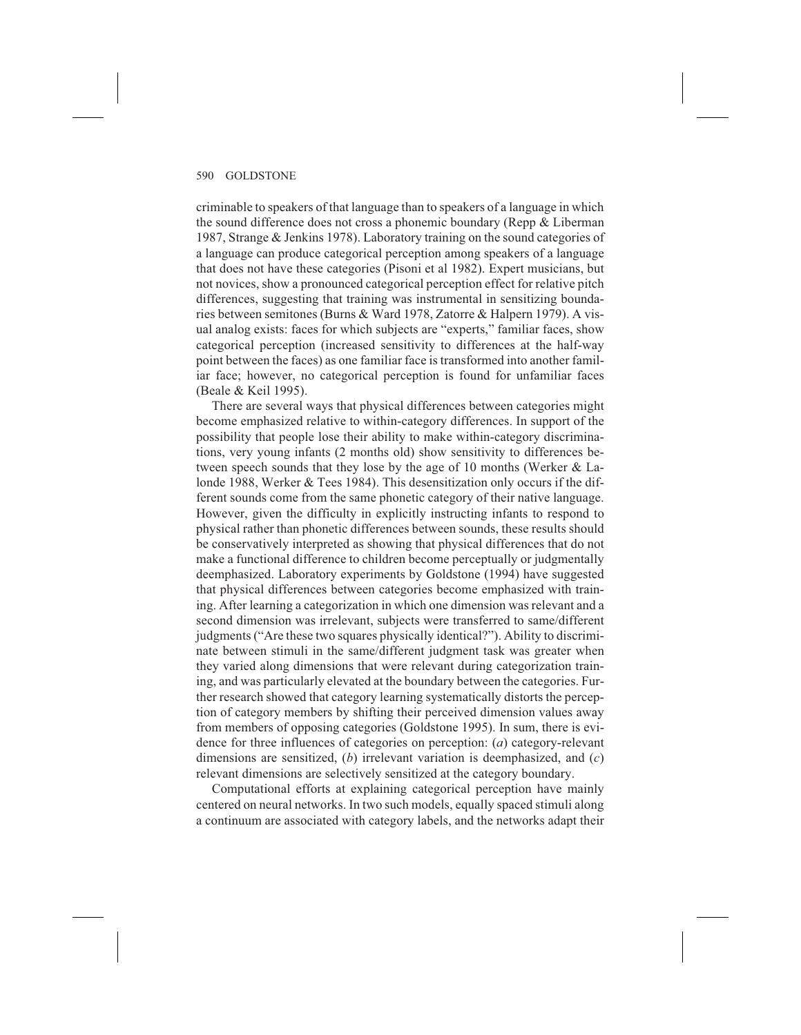criminable to speakers of that language than to speakers of a language in which the sound difference does not cross a phonemic boundary (Repp & Liberman 1987, Strange & Jenkins 1978). Laboratory training on the sound categories of a language can produce categorical perception among speakers of a language that does not have these categories (Pisoni et al 1982). Expert musicians, but not novices, show a pronounced categorical perception effect for relative pitch differences, suggesting that training was instrumental in sensitizing boundaries between semitones (Burns & Ward 1978, Zatorre & Halpern 1979). A visual analog exists: faces for which subjects are "experts," familiar faces, show categorical perception (increased sensitivity to differences at the half-way point between the faces) as one familiar face is transformed into another familiar face; however, no categorical perception is found for unfamiliar faces (Beale & Keil 1995).

There are several ways that physical differences between categories might become emphasized relative to within-category differences. In support of the possibility that people lose their ability to make within-category discriminations, very young infants (2 months old) show sensitivity to differences between speech sounds that they lose by the age of 10 months (Werker & Lalonde 1988, Werker & Tees 1984). This desensitization only occurs if the different sounds come from the same phonetic category of their native language. However, given the difficulty in explicitly instructing infants to respond to physical rather than phonetic differences between sounds, these results should be conservatively interpreted as showing that physical differences that do not make a functional difference to children become perceptually or judgmentally deemphasized. Laboratory experiments by Goldstone (1994) have suggested that physical differences between categories become emphasized with training. After learning a categorization in which one dimension was relevant and a second dimension was irrelevant, subjects were transferred to same/different judgments ("Are these two squares physically identical?"). Ability to discriminate between stimuli in the same/different judgment task was greater when they varied along dimensions that were relevant during categorization training, and was particularly elevated at the boundary between the categories. Further research showed that category learning systematically distorts the perception of category members by shifting their perceived dimension values away from members of opposing categories (Goldstone 1995). In sum, there is evidence for three influences of categories on perception: (*a*) category-relevant dimensions are sensitized, (*b*) irrelevant variation is deemphasized, and (*c*) relevant dimensions are selectively sensitized at the category boundary.

Computational efforts at explaining categorical perception have mainly centered on neural networks. In two such models, equally spaced stimuli along a continuum are associated with category labels, and the networks adapt their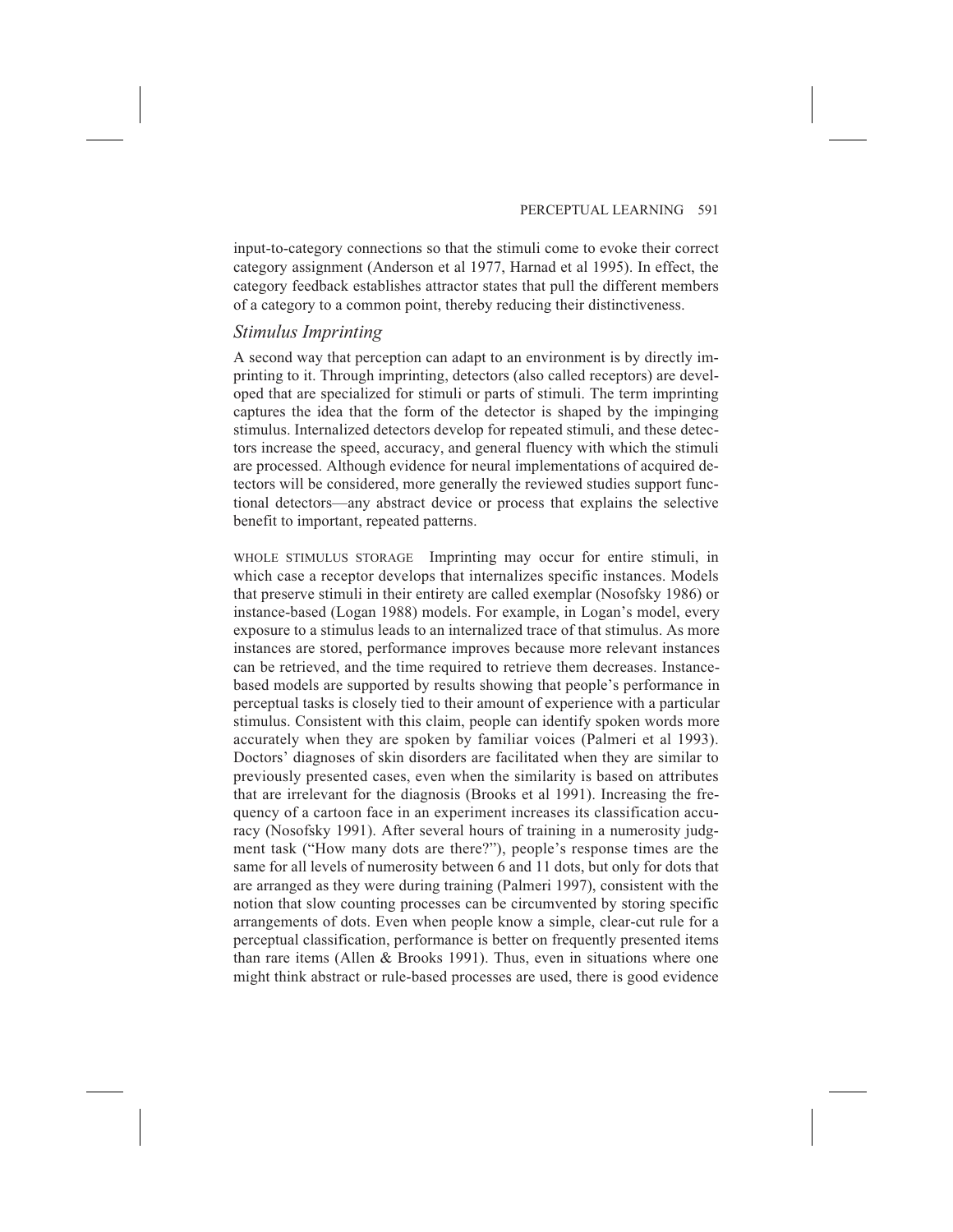input-to-category connections so that the stimuli come to evoke their correct category assignment (Anderson et al 1977, Harnad et al 1995). In effect, the category feedback establishes attractor states that pull the different members of a category to a common point, thereby reducing their distinctiveness.

## *Stimulus Imprinting*

A second way that perception can adapt to an environment is by directly imprinting to it. Through imprinting, detectors (also called receptors) are developed that are specialized for stimuli or parts of stimuli. The term imprinting captures the idea that the form of the detector is shaped by the impinging stimulus. Internalized detectors develop for repeated stimuli, and these detectors increase the speed, accuracy, and general fluency with which the stimuli are processed. Although evidence for neural implementations of acquired detectors will be considered, more generally the reviewed studies support functional detectors—any abstract device or process that explains the selective benefit to important, repeated patterns.

WHOLE STIMULUS STORAGE Imprinting may occur for entire stimuli, in which case a receptor develops that internalizes specific instances. Models that preserve stimuli in their entirety are called exemplar (Nosofsky 1986) or instance-based (Logan 1988) models. For example, in Logan's model, every exposure to a stimulus leads to an internalized trace of that stimulus. As more instances are stored, performance improves because more relevant instances can be retrieved, and the time required to retrieve them decreases. Instance-based models are supported by results showing that people's performance in perceptual tasks is closely tied to their amount of experience with a particular stimulus. Consistent with this claim, people can identify spoken words more accurately when they are spoken by familiar voices (Palmeri et al 1993). Doctors' diagnoses of skin disorders are facilitated when they are similar to previously presented cases, even when the similarity is based on attributes that are irrelevant for the diagnosis (Brooks et al 1991). Increasing the frequency of a cartoon face in an experiment increases its classification accuracy (Nosofsky 1991). After several hours of training in a numerosity judgment task ("How many dots are there?"), people's response times are the same for all levels of numerosity between 6 and 11 dots, but only for dots that are arranged as they were during training (Palmeri 1997), consistent with the notion that slow counting processes can be circumvented by storing specific arrangements of dots. Even when people know a simple, clear-cut rule for a perceptual classification, performance is better on frequently presented items than rare items (Allen & Brooks 1991). Thus, even in situations where one might think abstract or rule-based processes are used, there is good evidence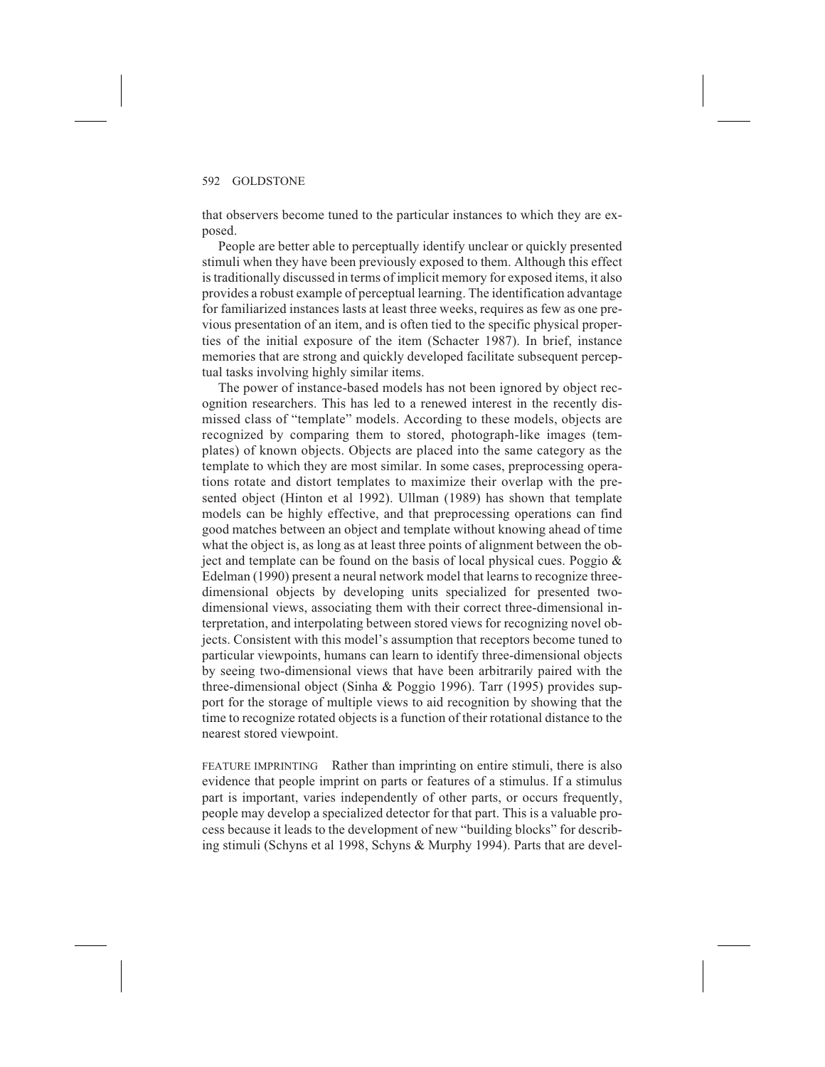that observers become tuned to the particular instances to which they are exposed.

People are better able to perceptually identify unclear or quickly presented stimuli when they have been previously exposed to them. Although this effect is traditionally discussed in terms of implicit memory for exposed items, it also provides a robust example of perceptual learning. The identification advantage for familiarized instances lasts at least three weeks, requires as few as one previous presentation of an item, and is often tied to the specific physical properties of the initial exposure of the item (Schacter 1987). In brief, instance memories that are strong and quickly developed facilitate subsequent perceptual tasks involving highly similar items.

The power of instance-based models has not been ignored by object recognition researchers. This has led to a renewed interest in the recently dismissed class of "template" models. According to these models, objects are recognized by comparing them to stored, photograph-like images (templates) of known objects. Objects are placed into the same category as the template to which they are most similar. In some cases, preprocessing operations rotate and distort templates to maximize their overlap with the presented object (Hinton et al 1992). Ullman (1989) has shown that template models can be highly effective, and that preprocessing operations can find good matches between an object and template without knowing ahead of time what the object is, as long as at least three points of alignment between the object and template can be found on the basis of local physical cues. Poggio & Edelman (1990) present a neural network model that learns to recognize three-dimensional objects by developing units specialized for presented two-dimensional views, associating them with their correct three-dimensional interpretation, and interpolating between stored views for recognizing novel objects. Consistent with this model's assumption that receptors become tuned to particular viewpoints, humans can learn to identify three-dimensional objects by seeing two-dimensional views that have been arbitrarily paired with the three-dimensional object (Sinha & Poggio 1996). Tarr (1995) provides support for the storage of multiple views to aid recognition by showing that the time to recognize rotated objects is a function of their rotational distance to the nearest stored viewpoint.

FEATURE IMPRINTING Rather than imprinting on entire stimuli, there is also evidence that people imprint on parts or features of a stimulus. If a stimulus part is important, varies independently of other parts, or occurs frequently, people may develop a specialized detector for that part. This is a valuable process because it leads to the development of new "building blocks" for describing stimuli (Schyns et al 1998, Schyns & Murphy 1994). Parts that are devel-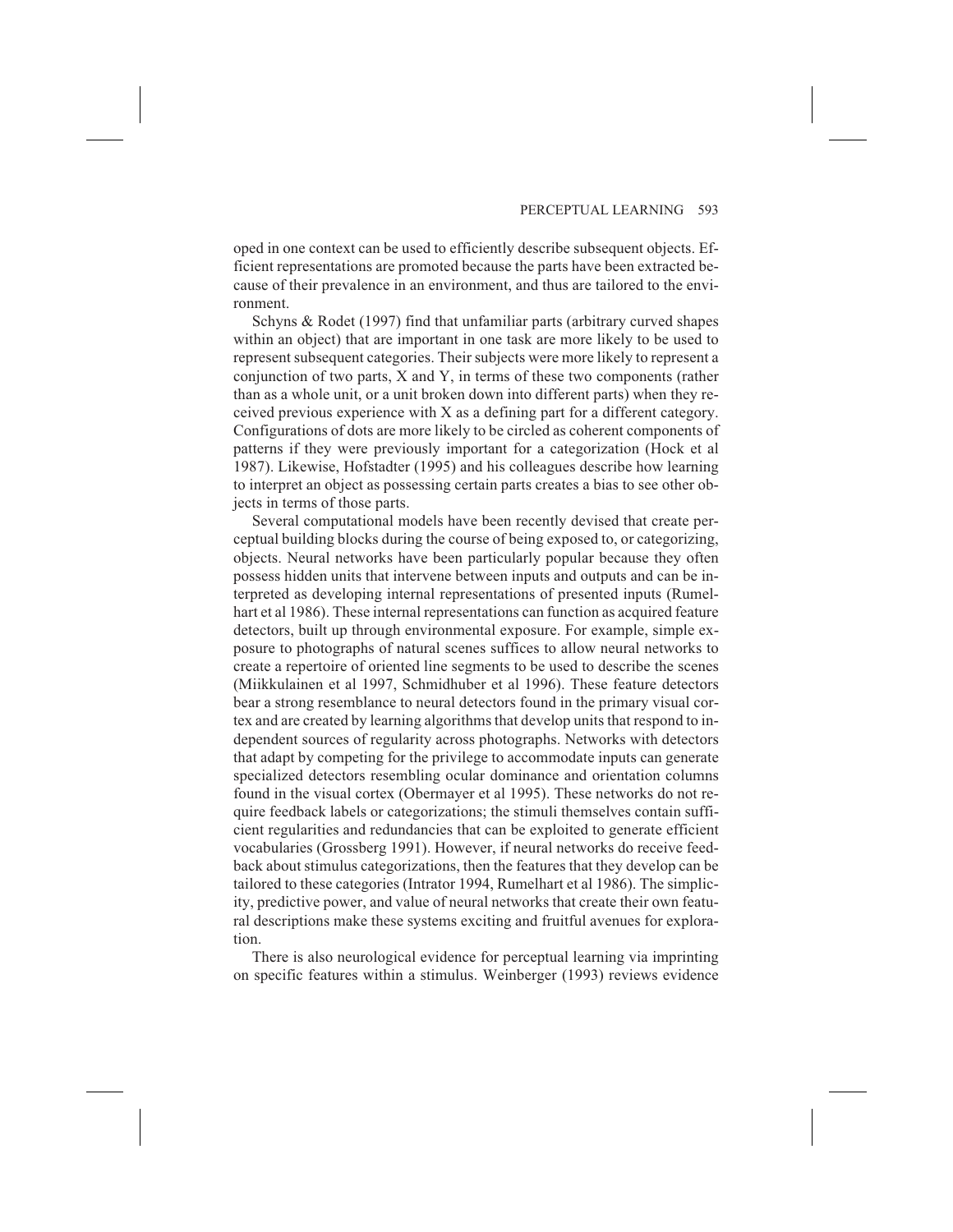oped in one context can be used to efficiently describe subsequent objects. Efficient representations are promoted because the parts have been extracted because of their prevalence in an environment, and thus are tailored to the environment.

Schyns & Rodet (1997) find that unfamiliar parts (arbitrary curved shapes within an object) that are important in one task are more likely to be used to represent subsequent categories. Their subjects were more likely to represent a conjunction of two parts, X and Y, in terms of these two components (rather than as a whole unit, or a unit broken down into different parts) when they received previous experience with X as a defining part for a different category. Configurations of dots are more likely to be circled as coherent components of patterns if they were previously important for a categorization (Hock et al 1987). Likewise, Hofstadter (1995) and his colleagues describe how learning to interpret an object as possessing certain parts creates a bias to see other objects in terms of those parts.

Several computational models have been recently devised that create perceptual building blocks during the course of being exposed to, or categorizing, objects. Neural networks have been particularly popular because they often possess hidden units that intervene between inputs and outputs and can be interpreted as developing internal representations of presented inputs (Rumelhart et al 1986). These internal representations can function as acquired feature detectors, built up through environmental exposure. For example, simple exposure to photographs of natural scenes suffices to allow neural networks to create a repertoire of oriented line segments to be used to describe the scenes (Miikkulainen et al 1997, Schmidhuber et al 1996). These feature detectors bear a strong resemblance to neural detectors found in the primary visual cortex and are created by learning algorithms that develop units that respond to independent sources of regularity across photographs. Networks with detectors that adapt by competing for the privilege to accommodate inputs can generate specialized detectors resembling ocular dominance and orientation columns found in the visual cortex (Obermayer et al 1995). These networks do not require feedback labels or categorizations; the stimuli themselves contain sufficient regularities and redundancies that can be exploited to generate efficient vocabularies (Grossberg 1991). However, if neural networks do receive feedback about stimulus categorizations, then the features that they develop can be tailored to these categories (Intrator 1994, Rumelhart et al 1986). The simplicity, predictive power, and value of neural networks that create their own featural descriptions make these systems exciting and fruitful avenues for exploration.

There is also neurological evidence for perceptual learning via imprinting on specific features within a stimulus. Weinberger (1993) reviews evidence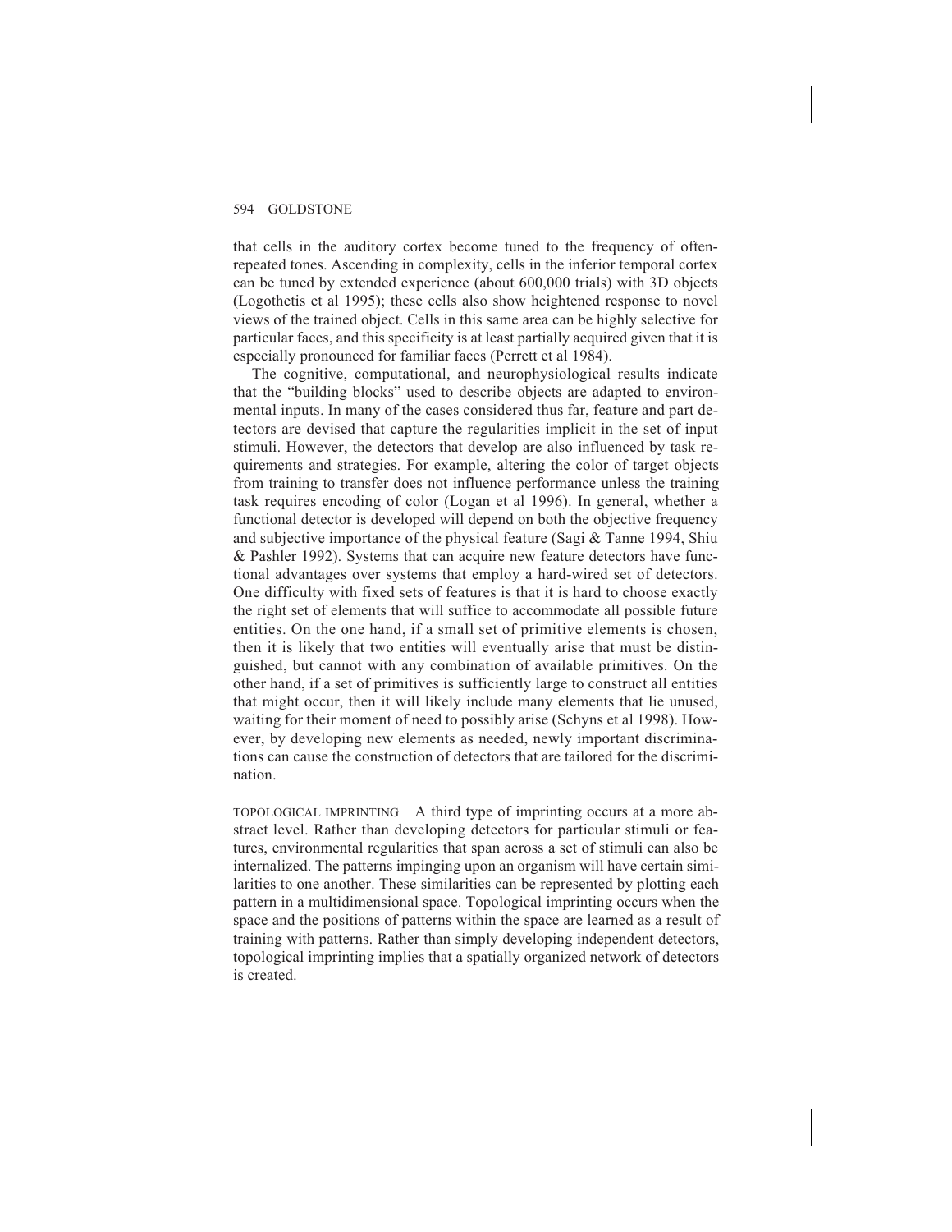that cells in the auditory cortex become tuned to the frequency of often-repeated tones. Ascending in complexity, cells in the inferior temporal cortex can be tuned by extended experience (about 600,000 trials) with 3D objects (Logothetis et al 1995); these cells also show heightened response to novel views of the trained object. Cells in this same area can be highly selective for particular faces, and this specificity is at least partially acquired given that it is especially pronounced for familiar faces (Perrett et al 1984).

The cognitive, computational, and neurophysiological results indicate that the "building blocks" used to describe objects are adapted to environmental inputs. In many of the cases considered thus far, feature and part detectors are devised that capture the regularities implicit in the set of input stimuli. However, the detectors that develop are also influenced by task requirements and strategies. For example, altering the color of target objects from training to transfer does not influence performance unless the training task requires encoding of color (Logan et al 1996). In general, whether a functional detector is developed will depend on both the objective frequency and subjective importance of the physical feature (Sagi & Tanne 1994, Shiu & Pashler 1992). Systems that can acquire new feature detectors have functional advantages over systems that employ a hard-wired set of detectors. One difficulty with fixed sets of features is that it is hard to choose exactly the right set of elements that will suffice to accommodate all possible future entities. On the one hand, if a small set of primitive elements is chosen, then it is likely that two entities will eventually arise that must be distinguished, but cannot with any combination of available primitives. On the other hand, if a set of primitives is sufficiently large to construct all entities that might occur, then it will likely include many elements that lie unused, waiting for their moment of need to possibly arise (Schyns et al 1998). However, by developing new elements as needed, newly important discriminations can cause the construction of detectors that are tailored for the discrimination.

TOPOLOGICAL IMPRINTING A third type of imprinting occurs at a more abstract level. Rather than developing detectors for particular stimuli or features, environmental regularities that span across a set of stimuli can also be internalized. The patterns impinging upon an organism will have certain similarities to one another. These similarities can be represented by plotting each pattern in a multidimensional space. Topological imprinting occurs when the space and the positions of patterns within the space are learned as a result of training with patterns. Rather than simply developing independent detectors, topological imprinting implies that a spatially organized network of detectors is created.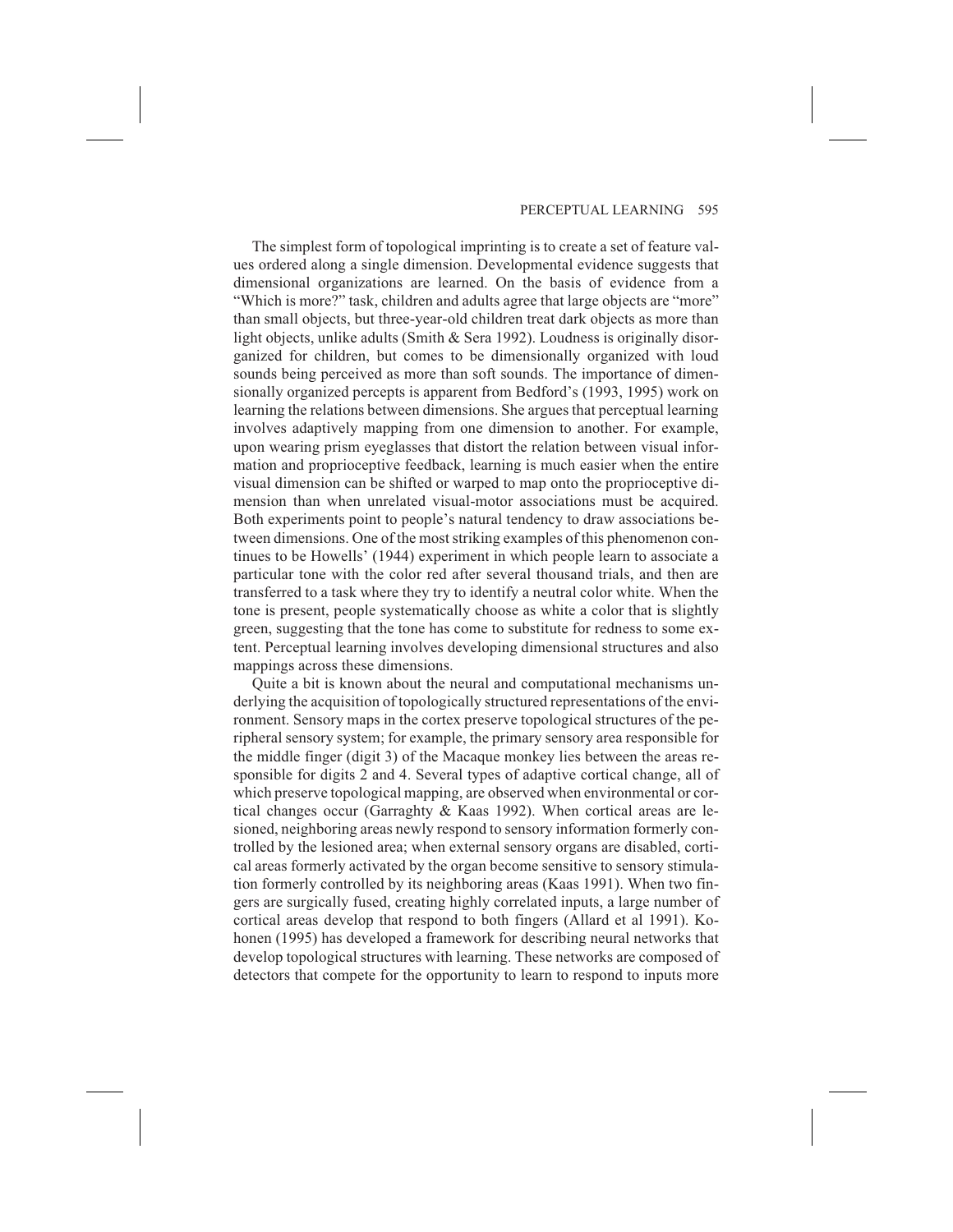The simplest form of topological imprinting is to create a set of feature values ordered along a single dimension. Developmental evidence suggests that dimensional organizations are learned. On the basis of evidence from a "Which is more?" task, children and adults agree that large objects are "more" than small objects, but three-year-old children treat dark objects as more than light objects, unlike adults (Smith & Sera 1992). Loudness is originally disorganized for children, but comes to be dimensionally organized with loud sounds being perceived as more than soft sounds. The importance of dimensionally organized percepts is apparent from Bedford's (1993, 1995) work on learning the relations between dimensions. She argues that perceptual learning involves adaptively mapping from one dimension to another. For example, upon wearing prism eyeglasses that distort the relation between visual information and proprioceptive feedback, learning is much easier when the entire visual dimension can be shifted or warped to map onto the proprioceptive dimension than when unrelated visual-motor associations must be acquired. Both experiments point to people's natural tendency to draw associations between dimensions. One of the most striking examples of this phenomenon continues to be Howells' (1944) experiment in which people learn to associate a particular tone with the color red after several thousand trials, and then are transferred to a task where they try to identify a neutral color white. When the tone is present, people systematically choose as white a color that is slightly green, suggesting that the tone has come to substitute for redness to some extent. Perceptual learning involves developing dimensional structures and also mappings across these dimensions.

Quite a bit is known about the neural and computational mechanisms underlying the acquisition of topologically structured representations of the environment. Sensory maps in the cortex preserve topological structures of the peripheral sensory system; for example, the primary sensory area responsible for the middle finger (digit 3) of the Macaque monkey lies between the areas responsible for digits 2 and 4. Several types of adaptive cortical change, all of which preserve topological mapping, are observed when environmental or cortical changes occur (Garraghty & Kaas 1992). When cortical areas are lesioned, neighboring areas newly respond to sensory information formerly controlled by the lesioned area; when external sensory organs are disabled, cortical areas formerly activated by the organ become sensitive to sensory stimulation formerly controlled by its neighboring areas (Kaas 1991). When two fingers are surgically fused, creating highly correlated inputs, a large number of cortical areas develop that respond to both fingers (Allard et al 1991). Kohonen (1995) has developed a framework for describing neural networks that develop topological structures with learning. These networks are composed of detectors that compete for the opportunity to learn to respond to inputs more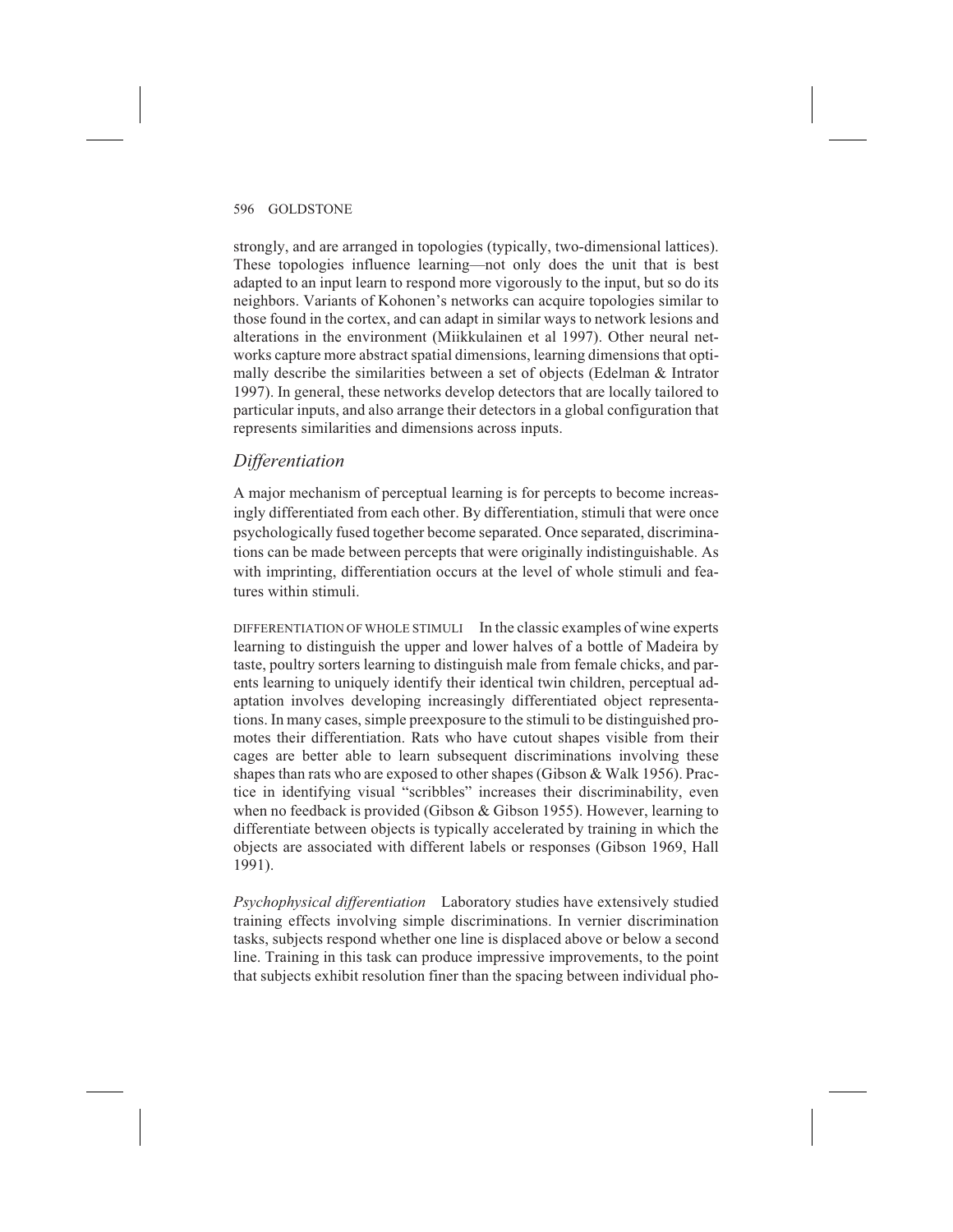strongly, and are arranged in topologies (typically, two-dimensional lattices). These topologies influence learning—not only does the unit that is best adapted to an input learn to respond more vigorously to the input, but so do its neighbors. Variants of Kohonen's networks can acquire topologies similar to those found in the cortex, and can adapt in similar ways to network lesions and alterations in the environment (Miikkulainen et al 1997). Other neural networks capture more abstract spatial dimensions, learning dimensions that optimally describe the similarities between a set of objects (Edelman & Intrator 1997). In general, these networks develop detectors that are locally tailored to particular inputs, and also arrange their detectors in a global configuration that represents similarities and dimensions across inputs.

## *Differentiation*

A major mechanism of perceptual learning is for percepts to become increasingly differentiated from each other. By differentiation, stimuli that were once psychologically fused together become separated. Once separated, discriminations can be made between percepts that were originally indistinguishable. As with imprinting, differentiation occurs at the level of whole stimuli and features within stimuli.

DIFFERENTIATION OF WHOLE STIMULI In the classic examples of wine experts learning to distinguish the upper and lower halves of a bottle of Madeira by taste, poultry sorters learning to distinguish male from female chicks, and parents learning to uniquely identify their identical twin children, perceptual adaptation involves developing increasingly differentiated object representations. In many cases, simple preexposure to the stimuli to be distinguished promotes their differentiation. Rats who have cutout shapes visible from their cages are better able to learn subsequent discriminations involving these shapes than rats who are exposed to other shapes (Gibson & Walk 1956). Practice in identifying visual "scribbles" increases their discriminability, even when no feedback is provided (Gibson & Gibson 1955). However, learning to differentiate between objects is typically accelerated by training in which the objects are associated with different labels or responses (Gibson 1969, Hall 1991).

*Psychophysical differentiation* Laboratory studies have extensively studied training effects involving simple discriminations. In vernier discrimination tasks, subjects respond whether one line is displaced above or below a second line. Training in this task can produce impressive improvements, to the point that subjects exhibit resolution finer than the spacing between individual pho-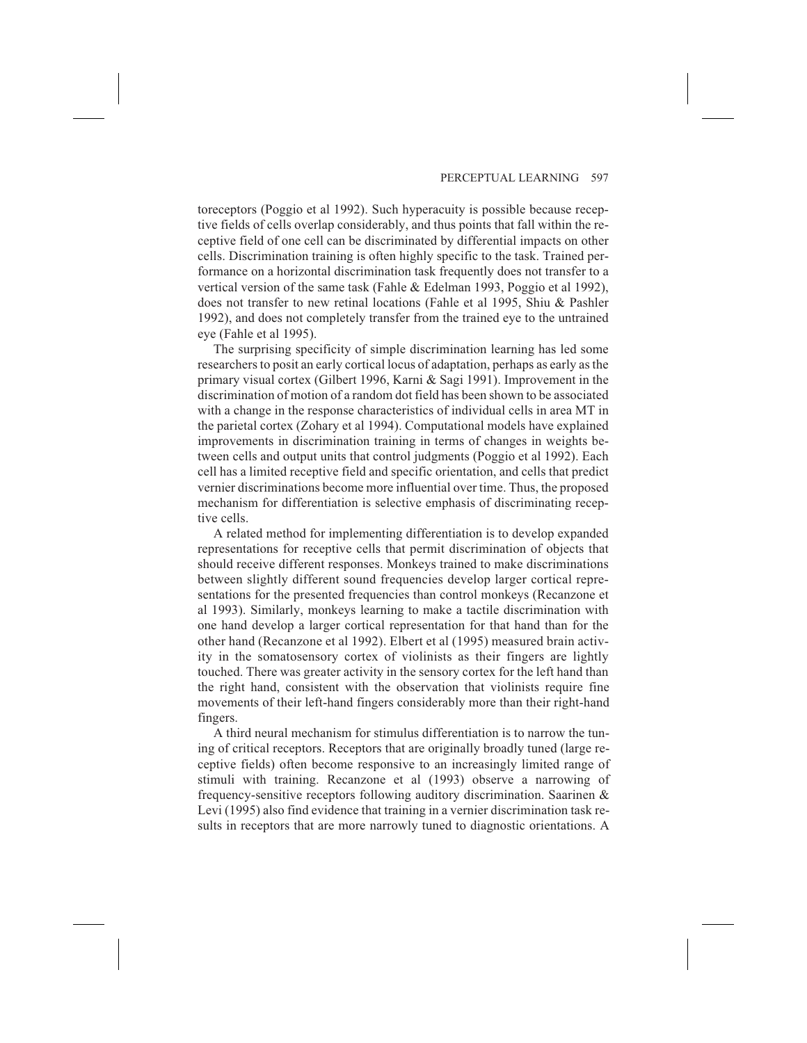toreceptors (Poggio et al 1992). Such hyperacuity is possible because receptive fields of cells overlap considerably, and thus points that fall within the receptive field of one cell can be discriminated by differential impacts on other cells. Discrimination training is often highly specific to the task. Trained performance on a horizontal discrimination task frequently does not transfer to a vertical version of the same task (Fahle & Edelman 1993, Poggio et al 1992), does not transfer to new retinal locations (Fahle et al 1995, Shiu & Pashler 1992), and does not completely transfer from the trained eye to the untrained eye (Fahle et al 1995).

The surprising specificity of simple discrimination learning has led some researchers to posit an early cortical locus of adaptation, perhaps as early as the primary visual cortex (Gilbert 1996, Karni & Sagi 1991). Improvement in the discrimination of motion of a random dot field has been shown to be associated with a change in the response characteristics of individual cells in area MT in the parietal cortex (Zohary et al 1994). Computational models have explained improvements in discrimination training in terms of changes in weights between cells and output units that control judgments (Poggio et al 1992). Each cell has a limited receptive field and specific orientation, and cells that predict vernier discriminations become more influential over time. Thus, the proposed mechanism for differentiation is selective emphasis of discriminating receptive cells.

A related method for implementing differentiation is to develop expanded representations for receptive cells that permit discrimination of objects that should receive different responses. Monkeys trained to make discriminations between slightly different sound frequencies develop larger cortical representations for the presented frequencies than control monkeys (Recanzone et al 1993). Similarly, monkeys learning to make a tactile discrimination with one hand develop a larger cortical representation for that hand than for the other hand (Recanzone et al 1992). Elbert et al (1995) measured brain activity in the somatosensory cortex of violinists as their fingers are lightly touched. There was greater activity in the sensory cortex for the left hand than the right hand, consistent with the observation that violinists require fine movements of their left-hand fingers considerably more than their right-hand fingers.

A third neural mechanism for stimulus differentiation is to narrow the tuning of critical receptors. Receptors that are originally broadly tuned (large receptive fields) often become responsive to an increasingly limited range of stimuli with training. Recanzone et al (1993) observe a narrowing of frequency-sensitive receptors following auditory discrimination. Saarinen & Levi (1995) also find evidence that training in a vernier discrimination task results in receptors that are more narrowly tuned to diagnostic orientations. A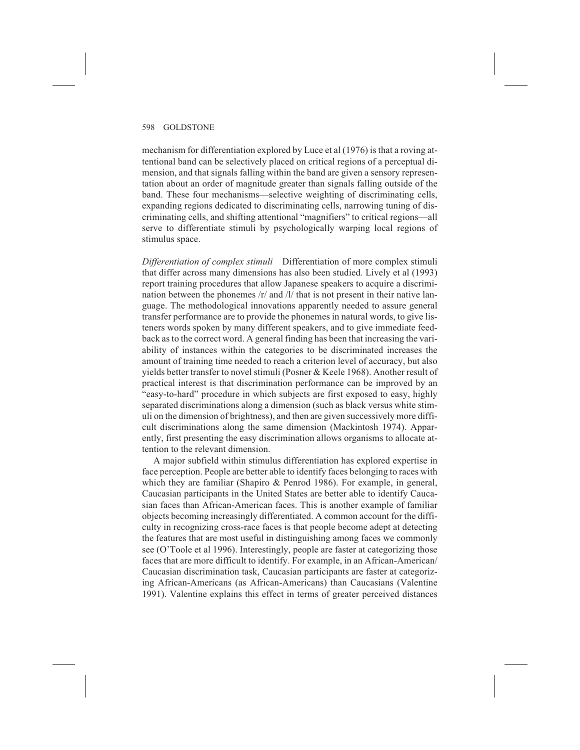mechanism for differentiation explored by Luce et al (1976) is that a roving attentional band can be selectively placed on critical regions of a perceptual dimension, and that signals falling within the band are given a sensory representation about an order of magnitude greater than signals falling outside of the band. These four mechanisms—selective weighting of discriminating cells, expanding regions dedicated to discriminating cells, narrowing tuning of discriminating cells, and shifting attentional "magnifiers" to critical regions—all serve to differentiate stimuli by psychologically warping local regions of stimulus space.

*Differentiation of complex stimuli* Differentiation of more complex stimuli that differ across many dimensions has also been studied. Lively et al (1993) report training procedures that allow Japanese speakers to acquire a discrimination between the phonemes /r/ and /l/ that is not present in their native language. The methodological innovations apparently needed to assure general transfer performance are to provide the phonemes in natural words, to give listeners words spoken by many different speakers, and to give immediate feedback as to the correct word. A general finding has been that increasing the variability of instances within the categories to be discriminated increases the amount of training time needed to reach a criterion level of accuracy, but also yields better transfer to novel stimuli (Posner & Keele 1968). Another result of practical interest is that discrimination performance can be improved by an "easy-to-hard" procedure in which subjects are first exposed to easy, highly separated discriminations along a dimension (such as black versus white stimuli on the dimension of brightness), and then are given successively more difficult discriminations along the same dimension (Mackintosh 1974). Apparently, first presenting the easy discrimination allows organisms to allocate attention to the relevant dimension.

A major subfield within stimulus differentiation has explored expertise in face perception. People are better able to identify faces belonging to races with which they are familiar (Shapiro & Penrod 1986). For example, in general, Caucasian participants in the United States are better able to identify Caucasian faces than African-American faces. This is another example of familiar objects becoming increasingly differentiated. A common account for the difficulty in recognizing cross-race faces is that people become adept at detecting the features that are most useful in distinguishing among faces we commonly see (O'Toole et al 1996). Interestingly, people are faster at categorizing those faces that are more difficult to identify. For example, in an African-American/Caucasian discrimination task, Caucasian participants are faster at categorizing African-Americans (as African-Americans) than Caucasians (Valentine 1991). Valentine explains this effect in terms of greater perceived distances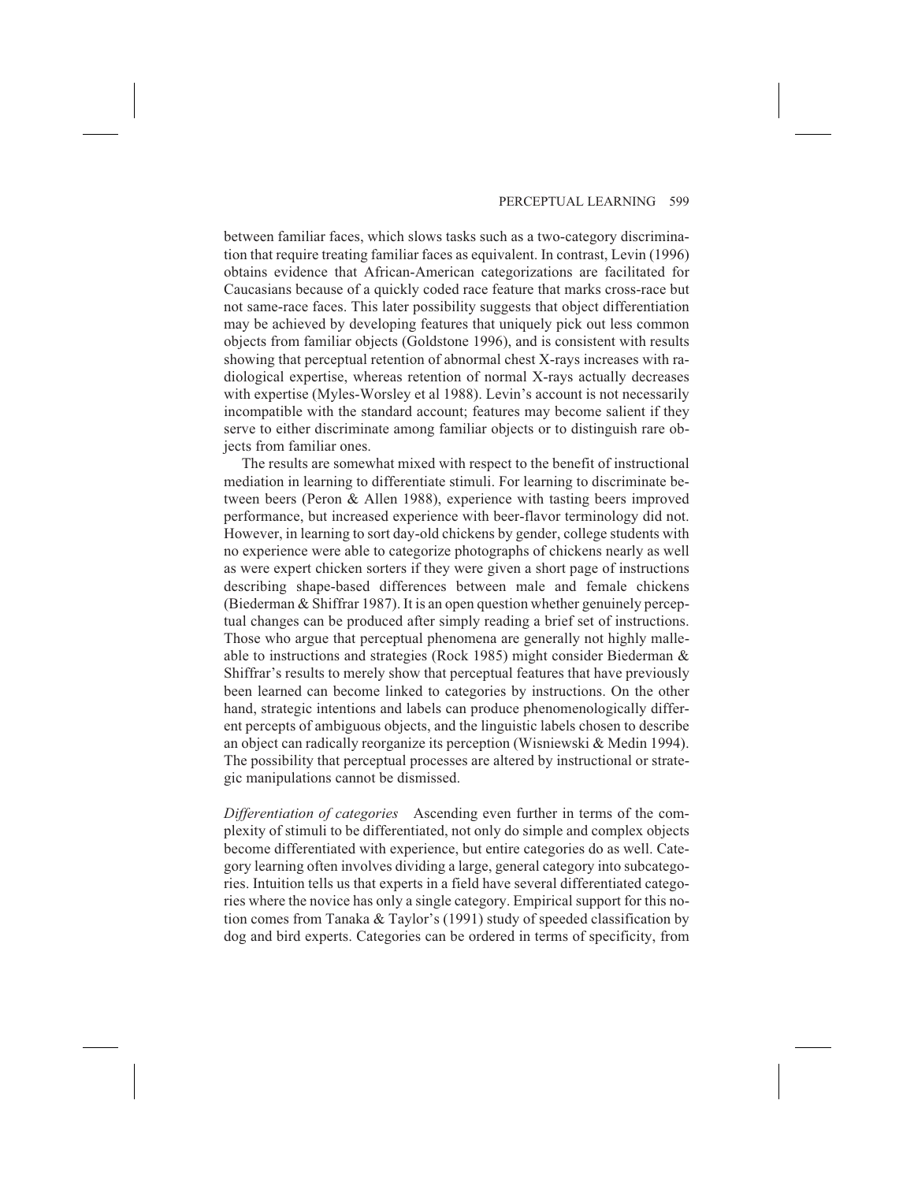between familiar faces, which slows tasks such as a two-category discrimination that require treating familiar faces as equivalent. In contrast, Levin (1996) obtains evidence that African-American categorizations are facilitated for Caucasians because of a quickly coded race feature that marks cross-race but not same-race faces. This later possibility suggests that object differentiation may be achieved by developing features that uniquely pick out less common objects from familiar objects (Goldstone 1996), and is consistent with results showing that perceptual retention of abnormal chest X-rays increases with radiological expertise, whereas retention of normal X-rays actually decreases with expertise (Myles-Worsley et al 1988). Levin's account is not necessarily incompatible with the standard account; features may become salient if they serve to either discriminate among familiar objects or to distinguish rare objects from familiar ones.

The results are somewhat mixed with respect to the benefit of instructional mediation in learning to differentiate stimuli. For learning to discriminate between beers (Peron & Allen 1988), experience with tasting beers improved performance, but increased experience with beer-flavor terminology did not. However, in learning to sort day-old chickens by gender, college students with no experience were able to categorize photographs of chickens nearly as well as were expert chicken sorters if they were given a short page of instructions describing shape-based differences between male and female chickens (Biederman & Shiffrar 1987). It is an open question whether genuinely perceptual changes can be produced after simply reading a brief set of instructions. Those who argue that perceptual phenomena are generally not highly malleable to instructions and strategies (Rock 1985) might consider Biederman & Shiffrar's results to merely show that perceptual features that have previously been learned can become linked to categories by instructions. On the other hand, strategic intentions and labels can produce phenomenologically different percepts of ambiguous objects, and the linguistic labels chosen to describe an object can radically reorganize its perception (Wisniewski & Medin 1994). The possibility that perceptual processes are altered by instructional or strategic manipulations cannot be dismissed.

*Differentiation of categories* Ascending even further in terms of the complexity of stimuli to be differentiated, not only do simple and complex objects become differentiated with experience, but entire categories do as well. Category learning often involves dividing a large, general category into subcategories. Intuition tells us that experts in a field have several differentiated categories where the novice has only a single category. Empirical support for this notion comes from Tanaka & Taylor's (1991) study of speeded classification by dog and bird experts. Categories can be ordered in terms of specificity, from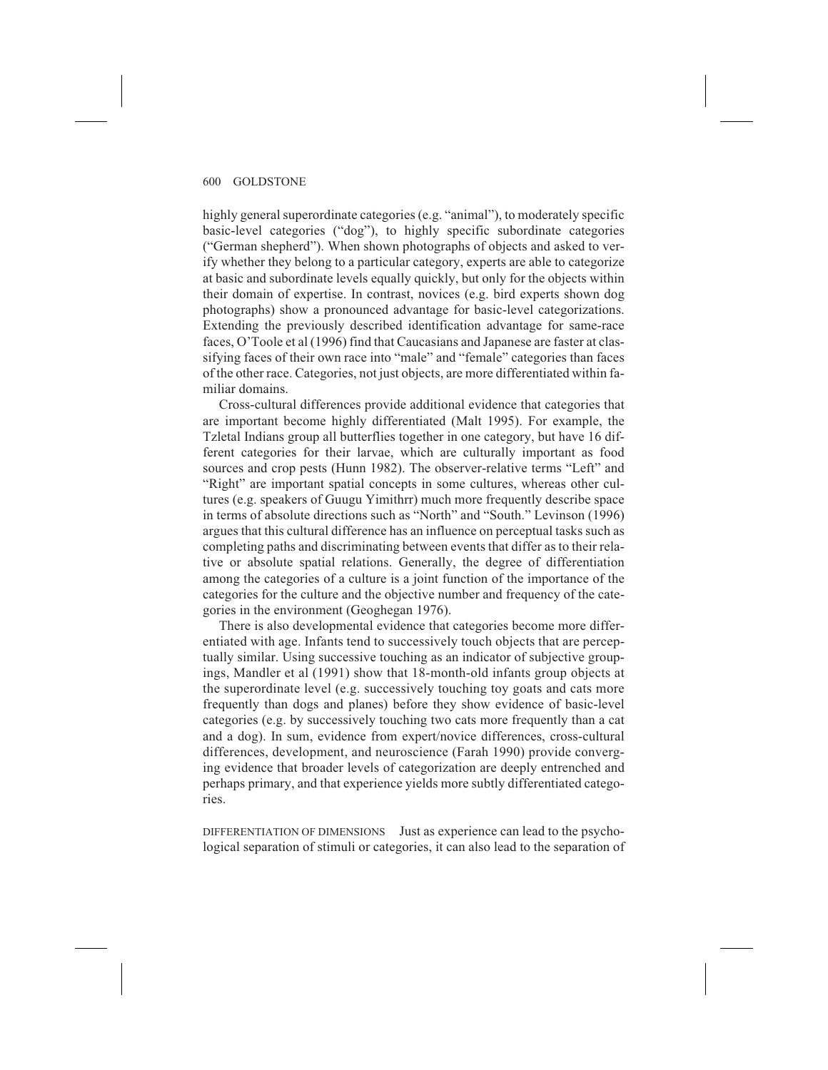highly general superordinate categories (e.g. "animal"), to moderately specific basic-level categories ("dog"), to highly specific subordinate categories ("German shepherd"). When shown photographs of objects and asked to verify whether they belong to a particular category, experts are able to categorize at basic and subordinate levels equally quickly, but only for the objects within their domain of expertise. In contrast, novices (e.g. bird experts shown dog photographs) show a pronounced advantage for basic-level categorizations. Extending the previously described identification advantage for same-race faces, O'Toole et al (1996) find that Caucasians and Japanese are faster at classifying faces of their own race into "male" and "female" categories than faces of the other race. Categories, not just objects, are more differentiated within familiar domains.

Cross-cultural differences provide additional evidence that categories that are important become highly differentiated (Malt 1995). For example, the Tzletal Indians group all butterflies together in one category, but have 16 different categories for their larvae, which are culturally important as food sources and crop pests (Hunn 1982). The observer-relative terms "Left" and "Right" are important spatial concepts in some cultures, whereas other cultures (e.g. speakers of Guugu Yimithrr) much more frequently describe space in terms of absolute directions such as "North" and "South." Levinson (1996) argues that this cultural difference has an influence on perceptual tasks such as completing paths and discriminating between events that differ as to their relative or absolute spatial relations. Generally, the degree of differentiation among the categories of a culture is a joint function of the importance of the categories for the culture and the objective number and frequency of the categories in the environment (Geoghegan 1976).

There is also developmental evidence that categories become more differentiated with age. Infants tend to successively touch objects that are perceptually similar. Using successive touching as an indicator of subjective groupings, Mandler et al (1991) show that 18-month-old infants group objects at the superordinate level (e.g. successively touching toy goats and cats more frequently than dogs and planes) before they show evidence of basic-level categories (e.g. by successively touching two cats more frequently than a cat and a dog). In sum, evidence from expert/novice differences, cross-cultural differences, development, and neuroscience (Farah 1990) provide converging evidence that broader levels of categorization are deeply entrenched and perhaps primary, and that experience yields more subtly differentiated categories.

DIFFERENTIATION OF DIMENSIONS Just as experience can lead to the psychological separation of stimuli or categories, it can also lead to the separation of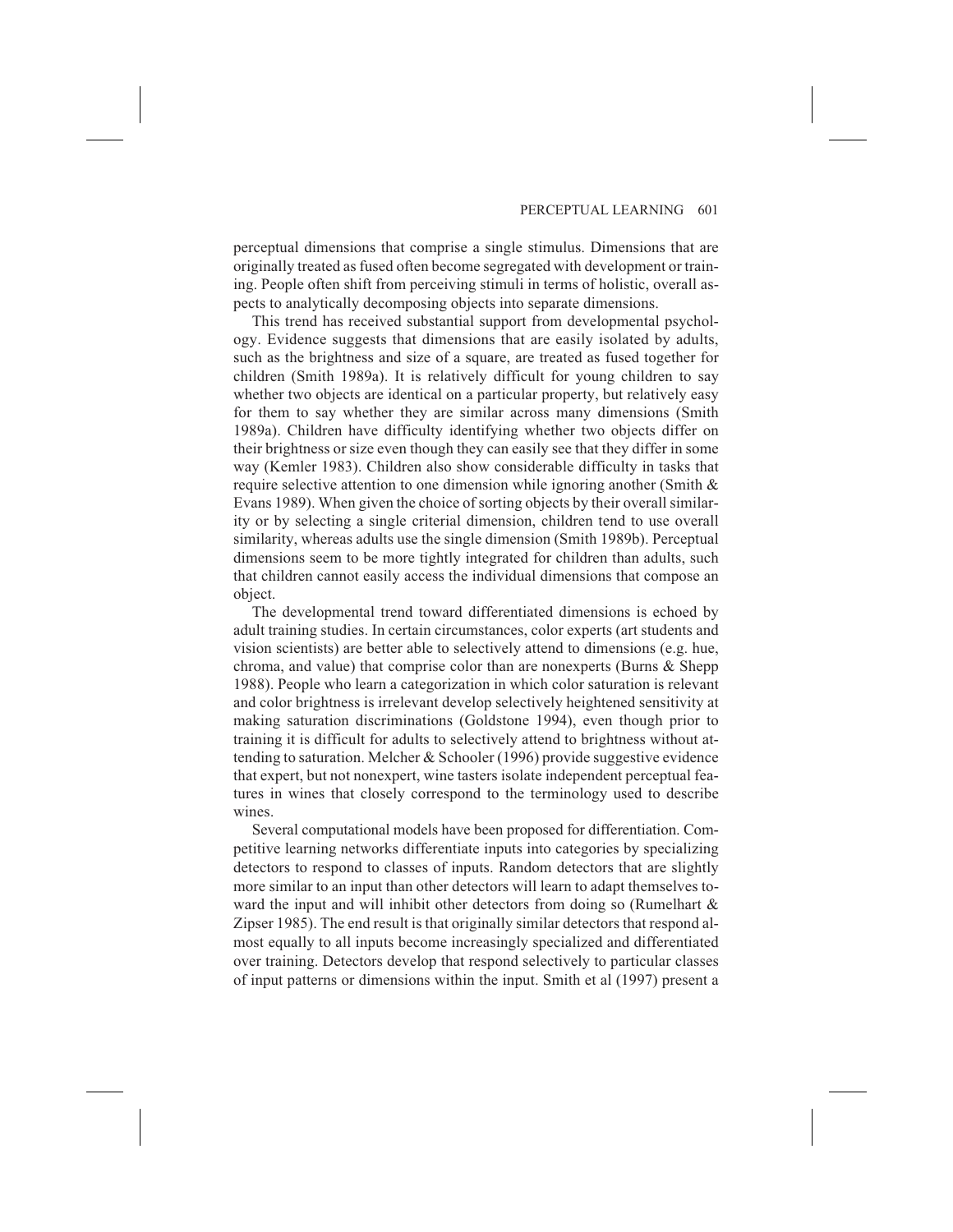perceptual dimensions that comprise a single stimulus. Dimensions that are originally treated as fused often become segregated with development or training. People often shift from perceiving stimuli in terms of holistic, overall aspects to analytically decomposing objects into separate dimensions.

This trend has received substantial support from developmental psychology. Evidence suggests that dimensions that are easily isolated by adults, such as the brightness and size of a square, are treated as fused together for children (Smith 1989a). It is relatively difficult for young children to say whether two objects are identical on a particular property, but relatively easy for them to say whether they are similar across many dimensions (Smith 1989a). Children have difficulty identifying whether two objects differ on their brightness or size even though they can easily see that they differ in some way (Kemler 1983). Children also show considerable difficulty in tasks that require selective attention to one dimension while ignoring another (Smith & Evans 1989). When given the choice of sorting objects by their overall similarity or by selecting a single criterial dimension, children tend to use overall similarity, whereas adults use the single dimension (Smith 1989b). Perceptual dimensions seem to be more tightly integrated for children than adults, such that children cannot easily access the individual dimensions that compose an object.

The developmental trend toward differentiated dimensions is echoed by adult training studies. In certain circumstances, color experts (art students and vision scientists) are better able to selectively attend to dimensions (e.g. hue, chroma, and value) that comprise color than are nonexperts (Burns & Shepp 1988). People who learn a categorization in which color saturation is relevant and color brightness is irrelevant develop selectively heightened sensitivity at making saturation discriminations (Goldstone 1994), even though prior to training it is difficult for adults to selectively attend to brightness without attending to saturation. Melcher & Schooler (1996) provide suggestive evidence that expert, but not nonexpert, wine tasters isolate independent perceptual features in wines that closely correspond to the terminology used to describe wines.

Several computational models have been proposed for differentiation. Competitive learning networks differentiate inputs into categories by specializing detectors to respond to classes of inputs. Random detectors that are slightly more similar to an input than other detectors will learn to adapt themselves toward the input and will inhibit other detectors from doing so (Rumelhart & Zipser 1985). The end result is that originally similar detectors that respond almost equally to all inputs become increasingly specialized and differentiated over training. Detectors develop that respond selectively to particular classes of input patterns or dimensions within the input. Smith et al (1997) present a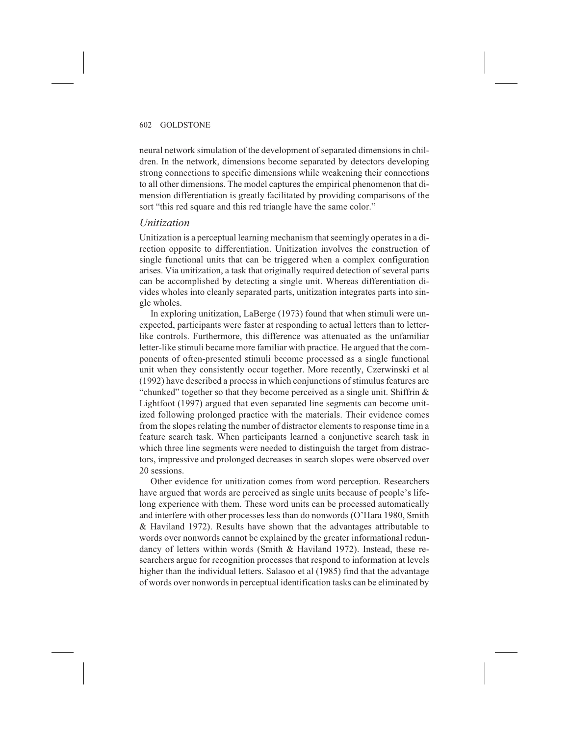neural network simulation of the development of separated dimensions in children. In the network, dimensions become separated by detectors developing strong connections to specific dimensions while weakening their connections to all other dimensions. The model captures the empirical phenomenon that dimension differentiation is greatly facilitated by providing comparisons of the sort "this red square and this red triangle have the same color."

### *Unitization*

Unitization is a perceptual learning mechanism that seemingly operates in a direction opposite to differentiation. Unitization involves the construction of single functional units that can be triggered when a complex configuration arises. Via unitization, a task that originally required detection of several parts can be accomplished by detecting a single unit. Whereas differentiation divides wholes into cleanly separated parts, unitization integrates parts into single wholes.

In exploring unitization, LaBerge (1973) found that when stimuli were unexpected, participants were faster at responding to actual letters than to letter-like controls. Furthermore, this difference was attenuated as the unfamiliar letter-like stimuli became more familiar with practice. He argued that the components of often-presented stimuli become processed as a single functional unit when they consistently occur together. More recently, Czerwinski et al (1992) have described a process in which conjunctions of stimulus features are "chunked" together so that they become perceived as a single unit. Shiffrin & Lightfoot (1997) argued that even separated line segments can become unitized following prolonged practice with the materials. Their evidence comes from the slopes relating the number of distractor elements to response time in a feature search task. When participants learned a conjunctive search task in which three line segments were needed to distinguish the target from distractors, impressive and prolonged decreases in search slopes were observed over 20 sessions.

Other evidence for unitization comes from word perception. Researchers have argued that words are perceived as single units because of people's lifelong experience with them. These word units can be processed automatically and interfere with other processes less than do nonwords (O'Hara 1980, Smith & Haviland 1972). Results have shown that the advantages attributable to words over nonwords cannot be explained by the greater informational redundancy of letters within words (Smith & Haviland 1972). Instead, these researchers argue for recognition processes that respond to information at levels higher than the individual letters. Salasoo et al (1985) find that the advantage of words over nonwords in perceptual identification tasks can be eliminated by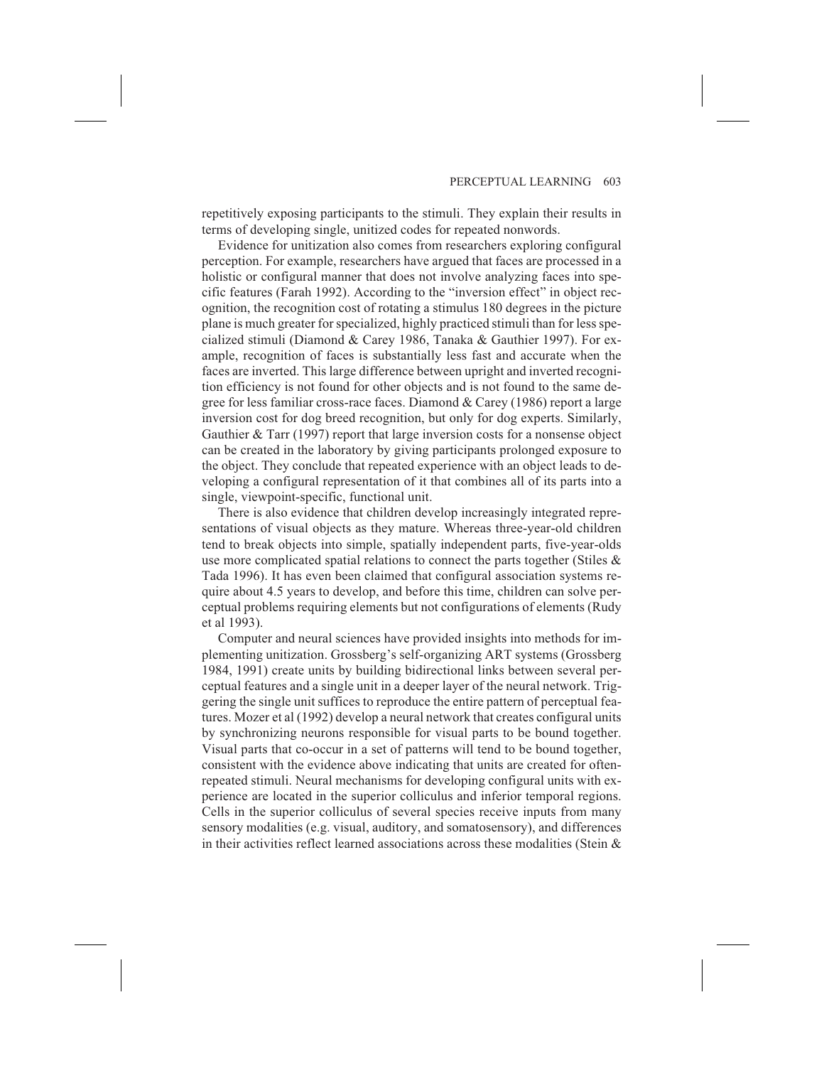repetitively exposing participants to the stimuli. They explain their results in terms of developing single, unitized codes for repeated nonwords.

Evidence for unitization also comes from researchers exploring configural perception. For example, researchers have argued that faces are processed in a holistic or configural manner that does not involve analyzing faces into specific features (Farah 1992). According to the "inversion effect" in object recognition, the recognition cost of rotating a stimulus 180 degrees in the picture plane is much greater for specialized, highly practiced stimuli than for less specialized stimuli (Diamond & Carey 1986, Tanaka & Gauthier 1997). For example, recognition of faces is substantially less fast and accurate when the faces are inverted. This large difference between upright and inverted recognition efficiency is not found for other objects and is not found to the same degree for less familiar cross-race faces. Diamond & Carey (1986) report a large inversion cost for dog breed recognition, but only for dog experts. Similarly, Gauthier & Tarr (1997) report that large inversion costs for a nonsense object can be created in the laboratory by giving participants prolonged exposure to the object. They conclude that repeated experience with an object leads to developing a configural representation of it that combines all of its parts into a single, viewpoint-specific, functional unit.

There is also evidence that children develop increasingly integrated representations of visual objects as they mature. Whereas three-year-old children tend to break objects into simple, spatially independent parts, five-year-olds use more complicated spatial relations to connect the parts together (Stiles & Tada 1996). It has even been claimed that configural association systems require about 4.5 years to develop, and before this time, children can solve perceptual problems requiring elements but not configurations of elements (Rudy et al 1993).

Computer and neural sciences have provided insights into methods for implementing unitization. Grossberg's self-organizing ART systems (Grossberg 1984, 1991) create units by building bidirectional links between several perceptual features and a single unit in a deeper layer of the neural network. Triggering the single unit suffices to reproduce the entire pattern of perceptual features. Mozer et al (1992) develop a neural network that creates configural units by synchronizing neurons responsible for visual parts to be bound together. Visual parts that co-occur in a set of patterns will tend to be bound together, consistent with the evidence above indicating that units are created for often-repeated stimuli. Neural mechanisms for developing configural units with experience are located in the superior colliculus and inferior temporal regions. Cells in the superior colliculus of several species receive inputs from many sensory modalities (e.g. visual, auditory, and somatosensory), and differences in their activities reflect learned associations across these modalities (Stein &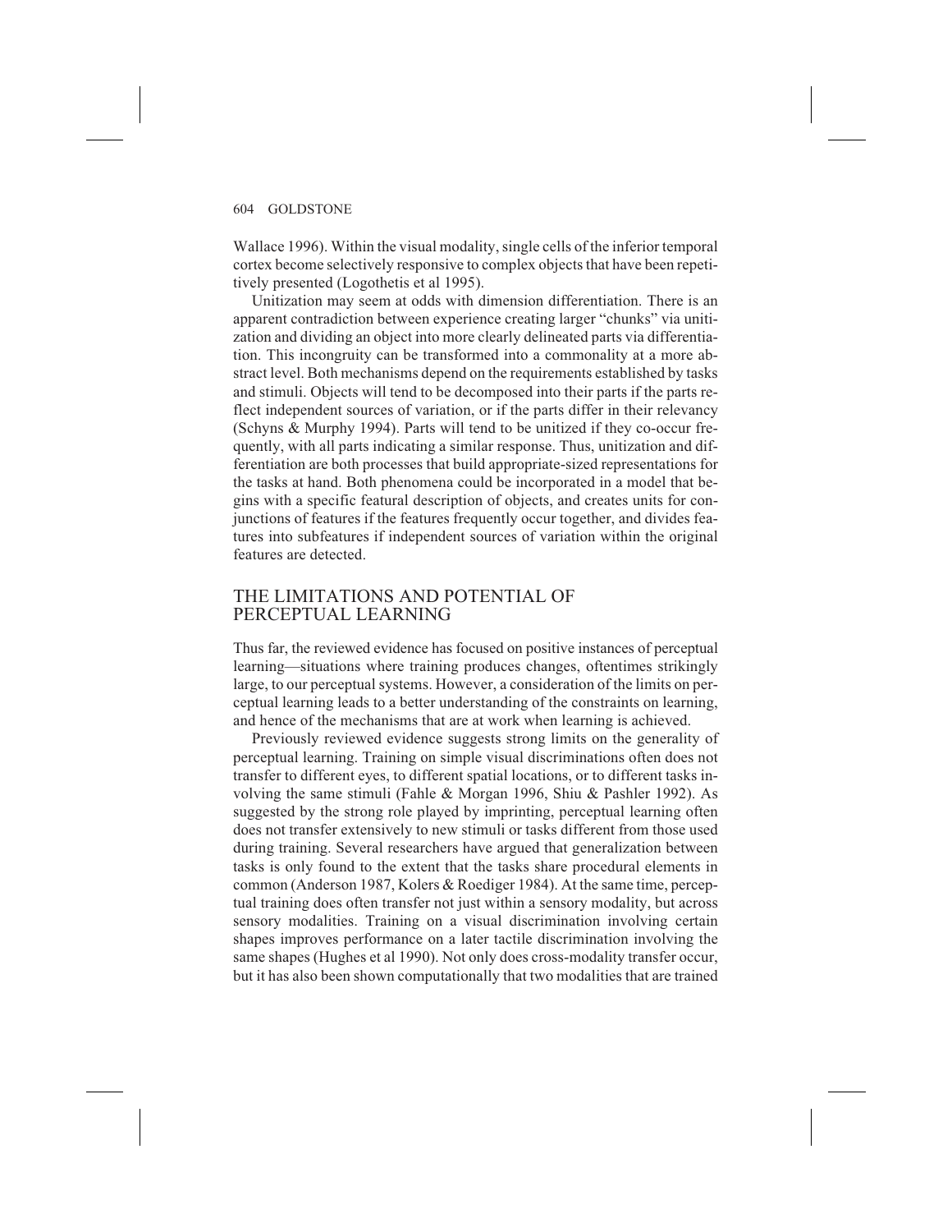Wallace 1996). Within the visual modality, single cells of the inferior temporal cortex become selectively responsive to complex objects that have been repetitively presented (Logothetis et al 1995).

Unitization may seem at odds with dimension differentiation. There is an apparent contradiction between experience creating larger "chunks" via unitization and dividing an object into more clearly delineated parts via differentiation. This incongruity can be transformed into a commonality at a more abstract level. Both mechanisms depend on the requirements established by tasks and stimuli. Objects will tend to be decomposed into their parts if the parts reflect independent sources of variation, or if the parts differ in their relevancy (Schyns & Murphy 1994). Parts will tend to be unitized if they co-occur frequently, with all parts indicating a similar response. Thus, unitization and differentiation are both processes that build appropriate-sized representations for the tasks at hand. Both phenomena could be incorporated in a model that begins with a specific featural description of objects, and creates units for conjunctions of features if the features frequently occur together, and divides features into subfeatures if independent sources of variation within the original features are detected.

## THE LIMITATIONS AND POTENTIAL OF PERCEPTUAL LEARNING

Thus far, the reviewed evidence has focused on positive instances of perceptual learning—situations where training produces changes, oftentimes strikingly large, to our perceptual systems. However, a consideration of the limits on perceptual learning leads to a better understanding of the constraints on learning, and hence of the mechanisms that are at work when learning is achieved.

Previously reviewed evidence suggests strong limits on the generality of perceptual learning. Training on simple visual discriminations often does not transfer to different eyes, to different spatial locations, or to different tasks involving the same stimuli (Fahle & Morgan 1996, Shiu & Pashler 1992). As suggested by the strong role played by imprinting, perceptual learning often does not transfer extensively to new stimuli or tasks different from those used during training. Several researchers have argued that generalization between tasks is only found to the extent that the tasks share procedural elements in common (Anderson 1987, Kolers & Roediger 1984). At the same time, perceptual training does often transfer not just within a sensory modality, but across sensory modalities. Training on a visual discrimination involving certain shapes improves performance on a later tactile discrimination involving the same shapes (Hughes et al 1990). Not only does cross-modality transfer occur, but it has also been shown computationally that two modalities that are trained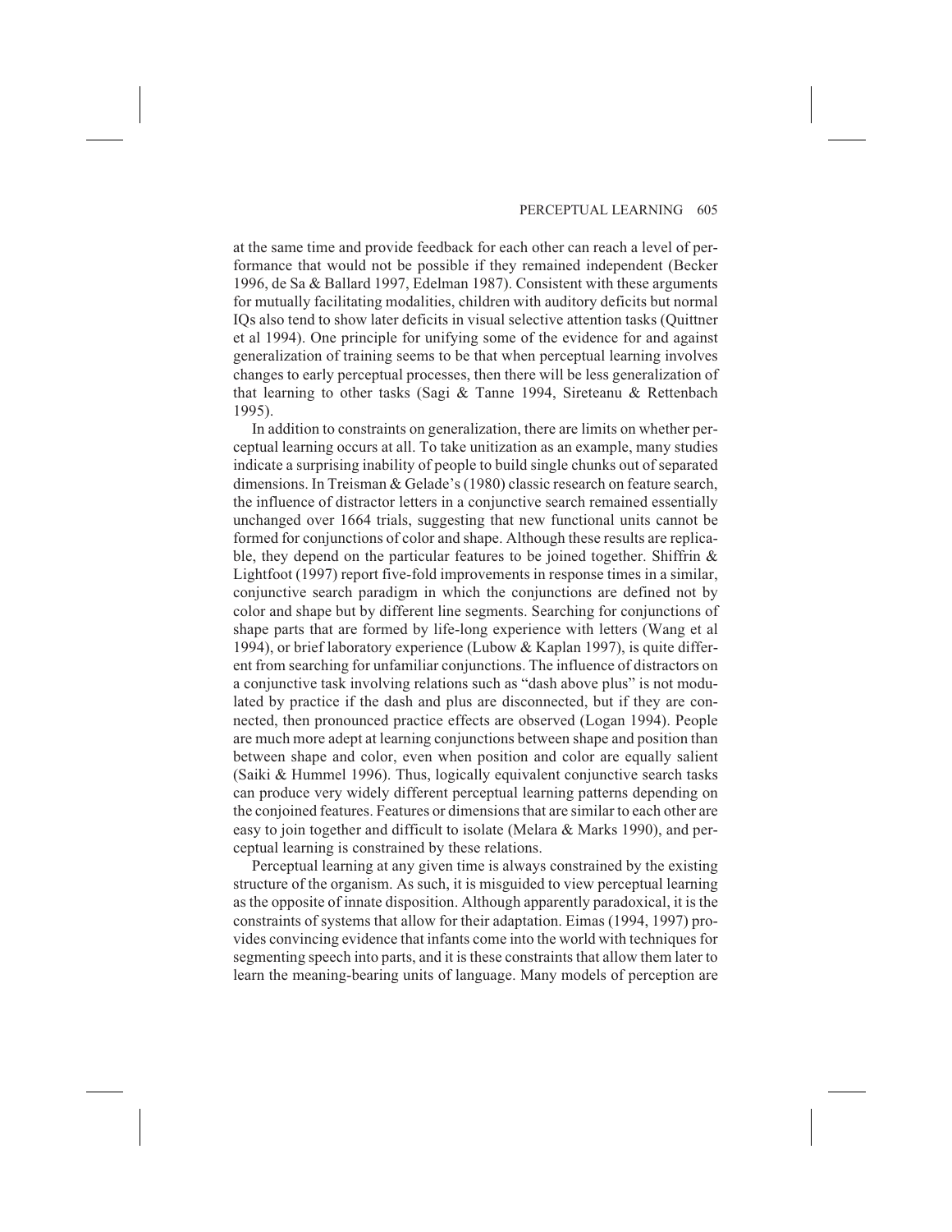at the same time and provide feedback for each other can reach a level of performance that would not be possible if they remained independent (Becker 1996, de Sa & Ballard 1997, Edelman 1987). Consistent with these arguments for mutually facilitating modalities, children with auditory deficits but normal IQs also tend to show later deficits in visual selective attention tasks (Quittner et al 1994). One principle for unifying some of the evidence for and against generalization of training seems to be that when perceptual learning involves changes to early perceptual processes, then there will be less generalization of that learning to other tasks (Sagi & Tanne 1994, Sireteanu & Rettenbach 1995).

In addition to constraints on generalization, there are limits on whether perceptual learning occurs at all. To take unitization as an example, many studies indicate a surprising inability of people to build single chunks out of separated dimensions. In Treisman & Gelade's (1980) classic research on feature search, the influence of distractor letters in a conjunctive search remained essentially unchanged over 1664 trials, suggesting that new functional units cannot be formed for conjunctions of color and shape. Although these results are replicable, they depend on the particular features to be joined together. Shiffrin & Lightfoot (1997) report five-fold improvements in response times in a similar, conjunctive search paradigm in which the conjunctions are defined not by color and shape but by different line segments. Searching for conjunctions of shape parts that are formed by life-long experience with letters (Wang et al 1994), or brief laboratory experience (Lubow & Kaplan 1997), is quite different from searching for unfamiliar conjunctions. The influence of distractors on a conjunctive task involving relations such as "dash above plus" is not modulated by practice if the dash and plus are disconnected, but if they are connected, then pronounced practice effects are observed (Logan 1994). People are much more adept at learning conjunctions between shape and position than between shape and color, even when position and color are equally salient (Saiki & Hummel 1996). Thus, logically equivalent conjunctive search tasks can produce very widely different perceptual learning patterns depending on the conjoined features. Features or dimensions that are similar to each other are easy to join together and difficult to isolate (Melara & Marks 1990), and perceptual learning is constrained by these relations.

Perceptual learning at any given time is always constrained by the existing structure of the organism. As such, it is misguided to view perceptual learning as the opposite of innate disposition. Although apparently paradoxical, it is the constraints of systems that allow for their adaptation. Eimas (1994, 1997) provides convincing evidence that infants come into the world with techniques for segmenting speech into parts, and it is these constraints that allow them later to learn the meaning-bearing units of language. Many models of perception are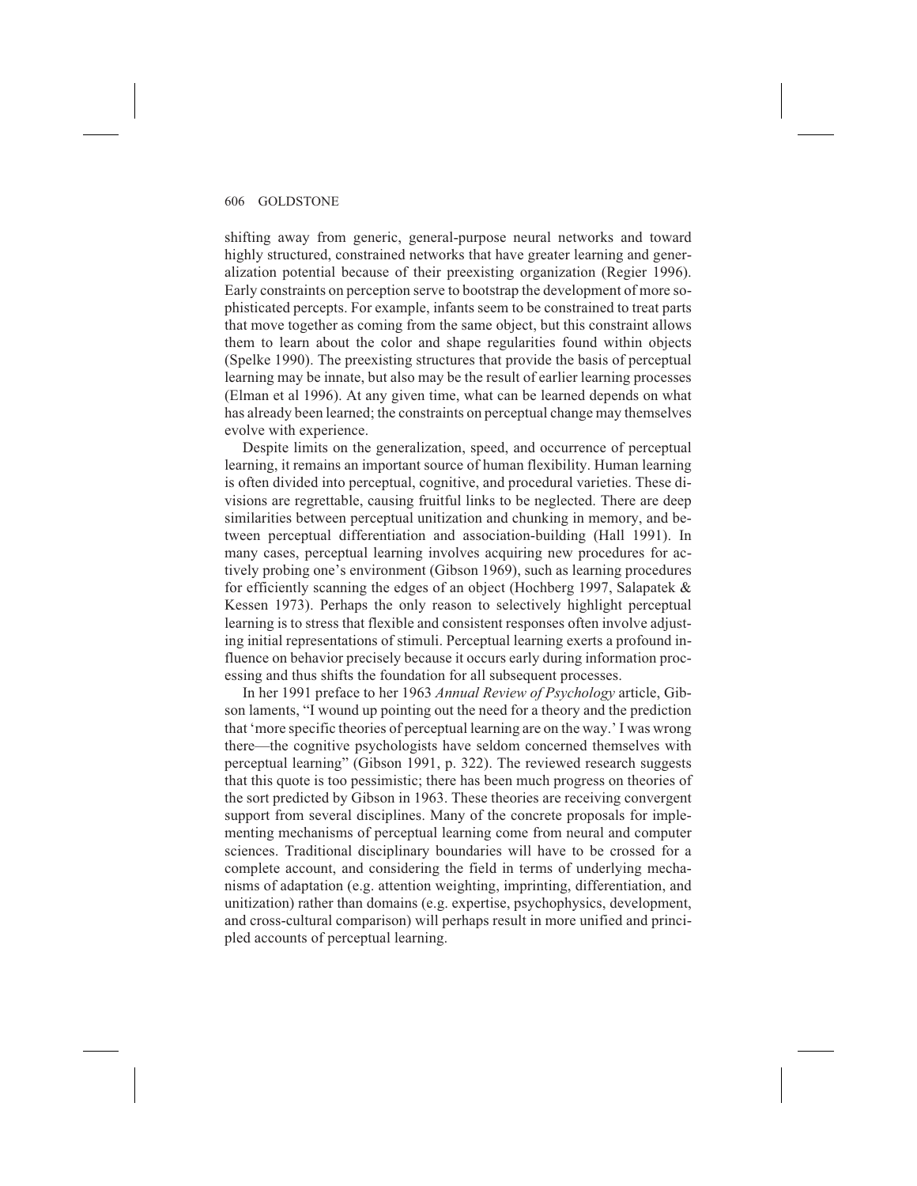shifting away from generic, general-purpose neural networks and toward highly structured, constrained networks that have greater learning and generalization potential because of their preexisting organization (Regier 1996). Early constraints on perception serve to bootstrap the development of more sophisticated percepts. For example, infants seem to be constrained to treat parts that move together as coming from the same object, but this constraint allows them to learn about the color and shape regularities found within objects (Spelke 1990). The preexisting structures that provide the basis of perceptual learning may be innate, but also may be the result of earlier learning processes (Elman et al 1996). At any given time, what can be learned depends on what has already been learned; the constraints on perceptual change may themselves evolve with experience.

Despite limits on the generalization, speed, and occurrence of perceptual learning, it remains an important source of human flexibility. Human learning is often divided into perceptual, cognitive, and procedural varieties. These divisions are regrettable, causing fruitful links to be neglected. There are deep similarities between perceptual unitization and chunking in memory, and between perceptual differentiation and association-building (Hall 1991). In many cases, perceptual learning involves acquiring new procedures for actively probing one's environment (Gibson 1969), such as learning procedures for efficiently scanning the edges of an object (Hochberg 1997, Salapatek & Kessen 1973). Perhaps the only reason to selectively highlight perceptual learning is to stress that flexible and consistent responses often involve adjusting initial representations of stimuli. Perceptual learning exerts a profound influence on behavior precisely because it occurs early during information processing and thus shifts the foundation for all subsequent processes.

In her 1991 preface to her 1963 *Annual Review of Psychology* article, Gibson laments, "I wound up pointing out the need for a theory and the prediction that 'more specific theories of perceptual learning are on the way.' I was wrong there—the cognitive psychologists have seldom concerned themselves with perceptual learning" (Gibson 1991, p. 322). The reviewed research suggests that this quote is too pessimistic; there has been much progress on theories of the sort predicted by Gibson in 1963. These theories are receiving convergent support from several disciplines. Many of the concrete proposals for implementing mechanisms of perceptual learning come from neural and computer sciences. Traditional disciplinary boundaries will have to be crossed for a complete account, and considering the field in terms of underlying mechanisms of adaptation (e.g. attention weighting, imprinting, differentiation, and unitization) rather than domains (e.g. expertise, psychophysics, development, and cross-cultural comparison) will perhaps result in more unified and principled accounts of perceptual learning.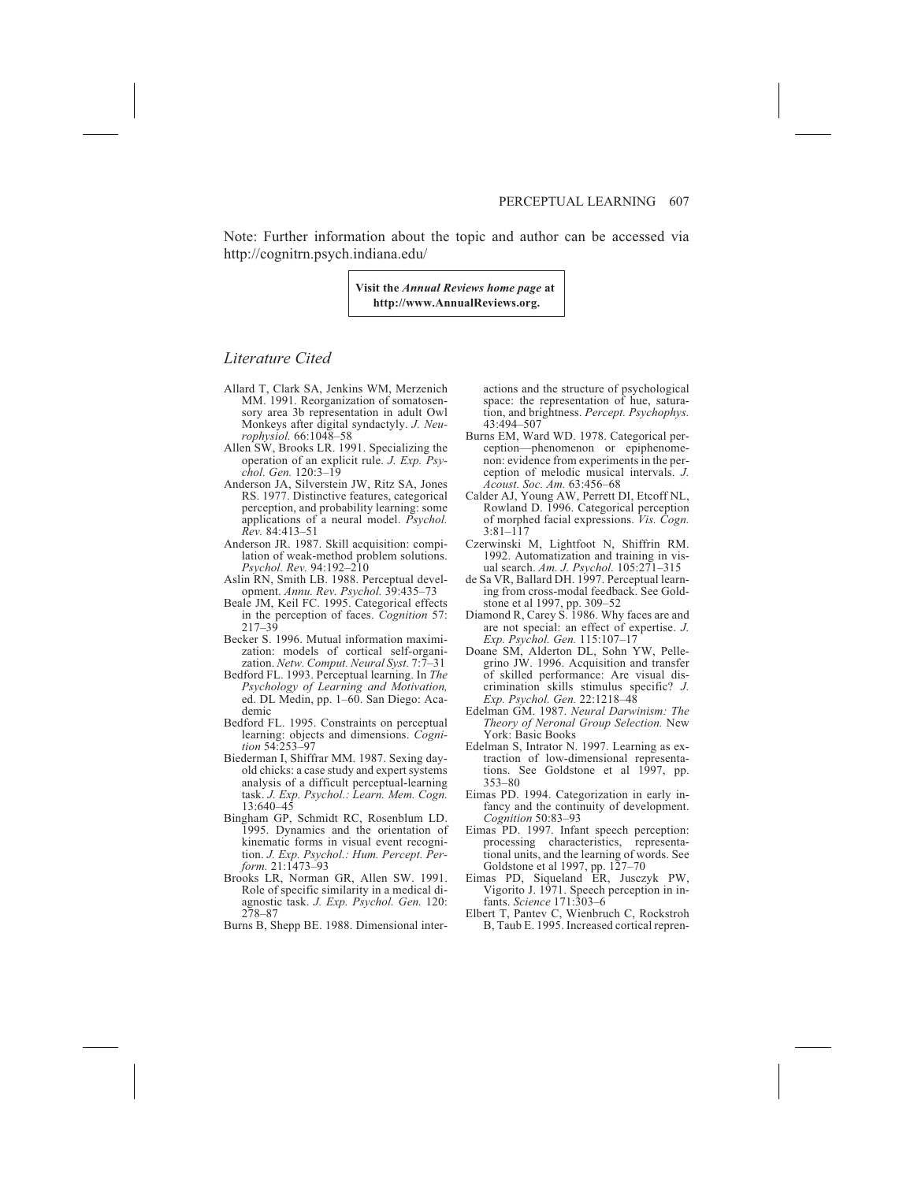Note: Further information about the topic and author can be accessed via http://cognitrn.psych.indiana.edu/

**Visit the *Annual Reviews home page* at http://www.AnnualReviews.org.**

## *Literature Cited*

Allard T, Clark SA, Jenkins WM, Merzenich MM. 1991. Reorganization of somatosensory area 3b representation in adult Owl Monkeys after digital syndactyly. *J. Neurophysiol.* 66:1048–58

Allen SW, Brooks LR. 1991. Specializing the operation of an explicit rule. *J. Exp. Psychol. Gen.* 120:3–19

Anderson JA, Silverstein JW, Ritz SA, Jones RS. 1977. Distinctive features, categorical perception, and probability learning: some applications of a neural model. *Psychol. Rev.* 84:413–51

Anderson JR. 1987. Skill acquisition: compilation of weak-method problem solutions. *Psychol. Rev.* 94:192–210

Aslin RN, Smith LB. 1988. Perceptual development. *Annu. Rev. Psychol.* 39:435–73

Beale JM, Keil FC. 1995. Categorical effects in the perception of faces. *Cognition* 57: 217–39

Becker S. 1996. Mutual information maximization: models of cortical self-organization. *Netw. Comput. Neural Syst.* 7:7–31

Bedford FL. 1993. Perceptual learning. In *The Psychology of Learning and Motivation,* ed. DL Medin, pp. 1–60. San Diego: Academic

Bedford FL. 1995. Constraints on perceptual learning: objects and dimensions. *Cognition* 54:253–97

Biederman I, Shiffrar MM. 1987. Sexing day-old chicks: a case study and expert systems analysis of a difficult perceptual-learning task. *J. Exp. Psychol.: Learn. Mem. Cogn.* 13:640–45

Bingham GP, Schmidt RC, Rosenblum LD. 1995. Dynamics and the orientation of kinematic forms in visual event recognition. *J. Exp. Psychol.: Hum. Percept. Perform.* 21:1473–93

Brooks LR, Norman GR, Allen SW. 1991. Role of specific similarity in a medical diagnostic task. *J. Exp. Psychol. Gen.* 120: 278–87

Burns B, Shepp BE. 1988. Dimensional interactions and the structure of psychological space: the representation of hue, saturation, and brightness. *Percept. Psychophys.* 43:494–507

Burns EM, Ward WD. 1978. Categorical perception—phenomenon or epiphenomenon: evidence from experiments in the perception of melodic musical intervals. *J. Acoust. Soc. Am.* 63:456–68

Calder AJ, Young AW, Perrett DI, Etcoff NL, Rowland D. 1996. Categorical perception of morphed facial expressions. *Vis. Cogn.* 3:81–117

Czerwinski M, Lightfoot N, Shiffrin RM. 1992. Automatization and training in visual search. *Am. J. Psychol.* 105:271–315

de Sa VR, Ballard DH. 1997. Perceptual learning from cross-modal feedback. See Goldstone et al 1997, pp. 309–52

Diamond R, Carey S. 1986. Why faces are and are not special: an effect of expertise. *J. Exp. Psychol. Gen.* 115:107–17

Doane SM, Alderton DL, Sohn YW, Pellegrino JW. 1996. Acquisition and transfer of skilled performance: Are visual discrimination skills stimulus specific? *J. Exp. Psychol. Gen.* 22:1218–48

Edelman GM. 1987. *Neural Darwinism: The Theory of Neronal Group Selection.* New York: Basic Books

Edelman S, Intrator N. 1997. Learning as extraction of low-dimensional representations. See Goldstone et al 1997, pp. 353–80

Eimas PD. 1994. Categorization in early infancy and the continuity of development. *Cognition* 50:83–93

Eimas PD. 1997. Infant speech perception: processing characteristics, representational units, and the learning of words. See Goldstone et al 1997, pp. 127–70

Eimas PD, Siqueland ER, Jusczyk PW, Vigorito J. 1971. Speech perception in infants. *Science* 171:303–6

Elbert T, Pantev C, Wienbruch C, Rockstroh B, Taub E. 1995. Increased cortical repren-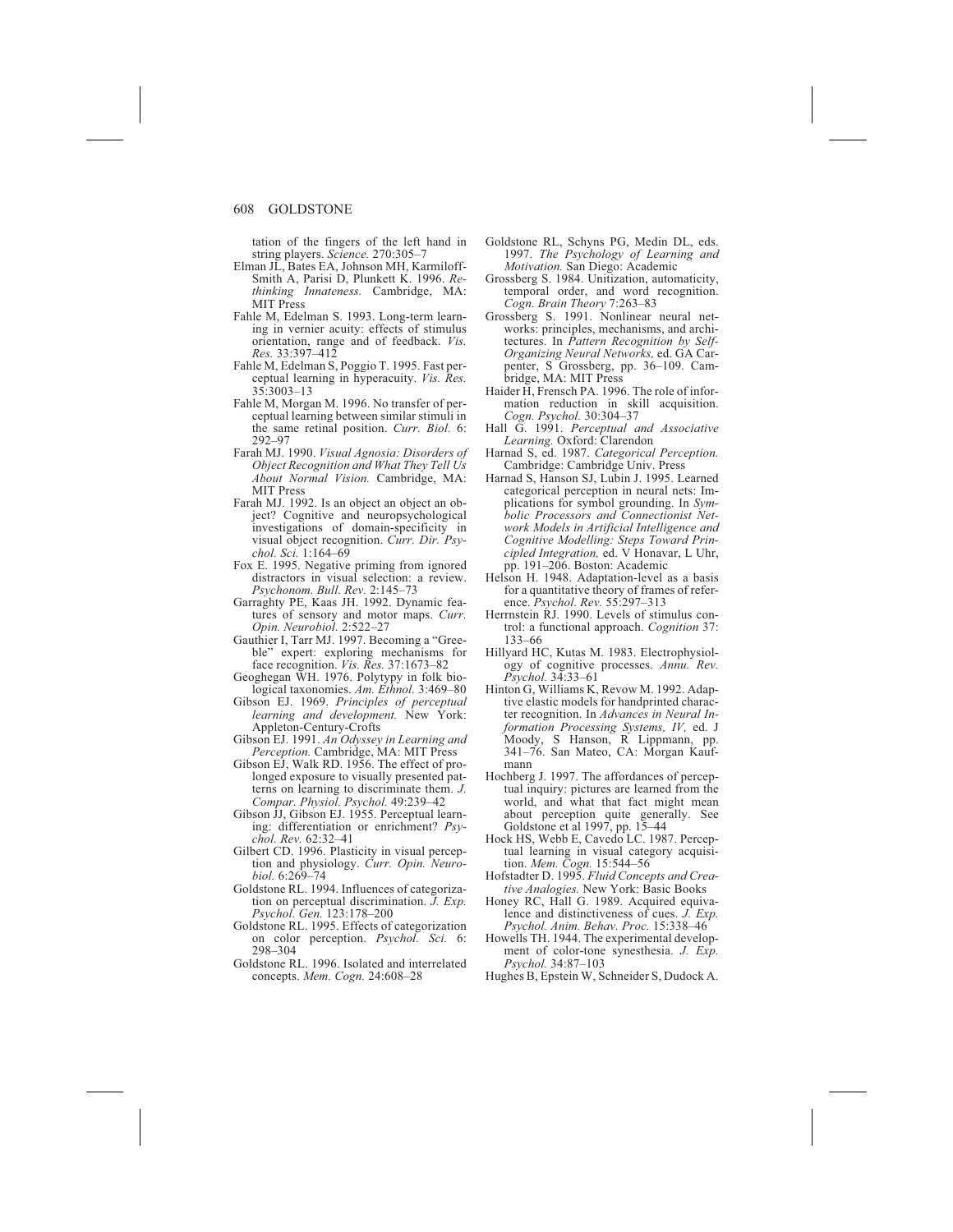tation of the fingers of the left hand in string players. *Science.* 270:305–7

Elman JL, Bates EA, Johnson MH, Karmiloff-Smith A, Parisi D, Plunkett K. 1996. *Rethinking Innateness.* Cambridge, MA: MIT Press

Fahle M, Edelman S. 1993. Long-term learning in vernier acuity: effects of stimulus orientation, range and of feedback. *Vis. Res.* 33:397–412

Fahle M, Edelman S, Poggio T. 1995. Fast perceptual learning in hyperacuity. *Vis. Res.* 35:3003–13

Fahle M, Morgan M. 1996. No transfer of perceptual learning between similar stimuli in the same retinal position. *Curr. Biol.* 6: 292–97

Farah MJ. 1990. *Visual Agnosia: Disorders of Object Recognition and What They Tell Us About Normal Vision.* Cambridge, MA: MIT Press

Farah MJ. 1992. Is an object an object an object? Cognitive and neuropsychological investigations of domain-specificity in visual object recognition. *Curr. Dir. Psychol. Sci.* 1:164–69

Fox E. 1995. Negative priming from ignored distractors in visual selection: a review. *Psychonom. Bull. Rev.* 2:145–73

Garraghty PE, Kaas JH. 1992. Dynamic features of sensory and motor maps. *Curr. Opin. Neurobiol.* 2:522–27

Gauthier I, Tarr MJ. 1997. Becoming a "Greeble" expert: exploring mechanisms for face recognition. *Vis. Res.* 37:1673–82

Geoghegan WH. 1976. Polytypy in folk biological taxonomies. *Am. Ethnol.* 3:469–80

Gibson EJ. 1969. *Principles of perceptual learning and development.* New York: Appleton-Century-Crofts

Gibson EJ. 1991. *An Odyssey in Learning and Perception.* Cambridge, MA: MIT Press

Gibson EJ, Walk RD. 1956. The effect of prolonged exposure to visually presented patterns on learning to discriminate them. *J. Compar. Physiol. Psychol.* 49:239–42

Gibson JJ, Gibson EJ. 1955. Perceptual learning: differentiation or enrichment? *Psychol. Rev.* 62:32–41

Gilbert CD. 1996. Plasticity in visual perception and physiology. *Curr. Opin. Neurobiol.* 6:269–74

Goldstone RL. 1994. Influences of categorization on perceptual discrimination. *J. Exp. Psychol. Gen.* 123:178–200

Goldstone RL. 1995. Effects of categorization on color perception. *Psychol. Sci.* 6: 298–304

Goldstone RL. 1996. Isolated and interrelated concepts. *Mem. Cogn.* 24:608–28

Goldstone RL, Schyns PG, Medin DL, eds. 1997. *The Psychology of Learning and Motivation.* San Diego: Academic

Grossberg S. 1984. Unitization, automaticity, temporal order, and word recognition. *Cogn. Brain Theory* 7:263–83

Grossberg S. 1991. Nonlinear neural networks: principles, mechanisms, and architectures. In *Pattern Recognition by Self-Organizing Neural Networks,* ed. GA Carpenter, S Grossberg, pp. 36–109. Cambridge, MA: MIT Press

Haider H, Frensch PA. 1996. The role of information reduction in skill acquisition. *Cogn. Psychol.* 30:304–37

Hall G. 1991. *Perceptual and Associative Learning.* Oxford: Clarendon

Harnad S, ed. 1987. *Categorical Perception.* Cambridge: Cambridge Univ. Press

Harnad S, Hanson SJ, Lubin J. 1995. Learned categorical perception in neural nets: Implications for symbol grounding. In *Symbolic Processors and Connectionist Network Models in Artificial Intelligence and Cognitive Modelling: Steps Toward Principled Integration,* ed. V Honavar, L Uhr, pp. 191–206. Boston: Academic

Helson H. 1948. Adaptation-level as a basis for a quantitative theory of frames of reference. *Psychol. Rev.* 55:297–313

Herrnstein RJ. 1990. Levels of stimulus control: a functional approach. *Cognition* 37: 133–66

Hillyard HC, Kutas M. 1983. Electrophysiology of cognitive processes. *Annu. Rev. Psychol.* 34:33–61

Hinton G, Williams K, Revow M. 1992. Adaptive elastic models for handprinted character recognition. In *Advances in Neural Information Processing Systems, IV,* ed. J Moody, S Hanson, R Lippmann, pp. 341–76. San Mateo, CA: Morgan Kaufmann

Hochberg J. 1997. The affordances of perceptual inquiry: pictures are learned from the world, and what that fact might mean about perception quite generally. See Goldstone et al 1997, pp. 15–44

Hock HS, Webb E, Cavedo LC. 1987. Perceptual learning in visual category acquisition. *Mem. Cogn.* 15:544–56

Hofstadter D. 1995. *Fluid Concepts and Creative Analogies.* New York: Basic Books

Honey RC, Hall G. 1989. Acquired equivalence and distinctiveness of cues. *J. Exp. Psychol. Anim. Behav. Proc.* 15:338–46

Howells TH. 1944. The experimental development of color-tone synesthesia. *J. Exp. Psychol.* 34:87–103

Hughes B, Epstein W, Schneider S, Dudock A.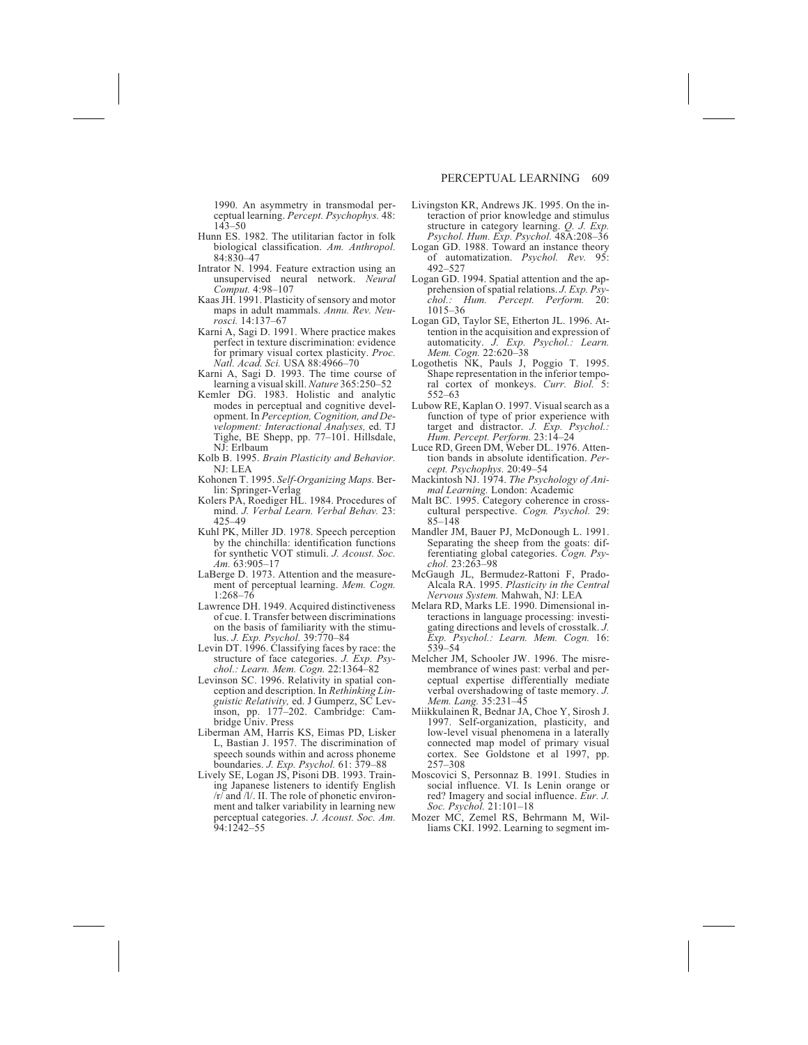1990. An asymmetry in transmodal perceptual learning. *Percept. Psychophys.* 48: 143–50

Hunn ES. 1982. The utilitarian factor in folk biological classification. *Am. Anthropol.* 84:830–47

Intrator N. 1994. Feature extraction using an unsupervised neural network. *Neural Comput.* 4:98–107

Kaas JH. 1991. Plasticity of sensory and motor maps in adult mammals. *Annu. Rev. Neurosci.* 14:137–67

Karni A, Sagi D. 1991. Where practice makes perfect in texture discrimination: evidence for primary visual cortex plasticity. *Proc. Natl. Acad. Sci.* USA 88:4966–70

Karni A, Sagi D. 1993. The time course of learning a visual skill. *Nature* 365:250–52

Kemler DG. 1983. Holistic and analytic modes in perceptual and cognitive development. In *Perception, Cognition, and Development: Interactional Analyses,* ed. TJ Tighe, BE Shepp, pp. 77–101. Hillsdale, NJ: Erlbaum

Kolb B. 1995. *Brain Plasticity and Behavior.* NJ: LEA

Kohonen T. 1995. *Self-Organizing Maps.* Berlin: Springer-Verlag

Kolers PA, Roediger HL. 1984. Procedures of mind. *J. Verbal Learn. Verbal Behav.* 23: 425–49

Kuhl PK, Miller JD. 1978. Speech perception by the chinchilla: identification functions for synthetic VOT stimuli. *J. Acoust. Soc. Am.* 63:905–17

LaBerge D. 1973. Attention and the measurement of perceptual learning. *Mem. Cogn.* 1:268–76

Lawrence DH. 1949. Acquired distinctiveness of cue. I. Transfer between discriminations on the basis of familiarity with the stimulus. *J. Exp. Psychol.* 39:770–84

Levin DT. 1996. Classifying faces by race: the structure of face categories. *J. Exp. Psychol.: Learn. Mem. Cogn.* 22:1364–82

Levinson SC. 1996. Relativity in spatial conception and description. In *Rethinking Linguistic Relativity,* ed. J Gumperz, SC Levinson, pp. 177–202. Cambridge: Cambridge Univ. Press

Liberman AM, Harris KS, Eimas PD, Lisker L, Bastian J. 1957. The discrimination of speech sounds within and across phoneme boundaries. *J. Exp. Psychol.* 61: 379–88

Lively SE, Logan JS, Pisoni DB. 1993. Training Japanese listeners to identify English /r/ and /l/. II. The role of phonetic environment and talker variability in learning new perceptual categories. *J. Acoust. Soc. Am.* 94:1242–55

Livingston KR, Andrews JK. 1995. On the interaction of prior knowledge and stimulus structure in category learning. *Q. J. Exp. Psychol. Hum. Exp. Psychol.* 48A:208–36

Logan GD. 1988. Toward an instance theory of automatization. *Psychol. Rev.* 95: 492–527

Logan GD. 1994. Spatial attention and the apprehension of spatial relations. *J. Exp. Psychol.: Hum. Percept. Perform.* 20: 1015–36

Logan GD, Taylor SE, Etherton JL. 1996. Attention in the acquisition and expression of automaticity. *J. Exp. Psychol.: Learn. Mem. Cogn.* 22:620–38

Logothetis NK, Pauls J, Poggio T. 1995. Shape representation in the inferior temporal cortex of monkeys. *Curr. Biol.* 5: 552–63

Lubow RE, Kaplan O. 1997. Visual search as a function of type of prior experience with target and distractor. *J. Exp. Psychol.: Hum. Percept. Perform.* 23:14–24

Luce RD, Green DM, Weber DL. 1976. Attention bands in absolute identification. *Percept. Psychophys.* 20:49–54

Mackintosh NJ. 1974. *The Psychology of Animal Learning.* London: Academic

Malt BC. 1995. Category coherence in cross-cultural perspective. *Cogn. Psychol.* 29: 85–148

Mandler JM, Bauer PJ, McDonough L. 1991. Separating the sheep from the goats: differentiating global categories. *Cogn. Psychol.* 23:263–98

McGaugh JL, Bermudez-Rattoni F, Prado-Alcala RA. 1995. *Plasticity in the Central Nervous System.* Mahwah, NJ: LEA

Melara RD, Marks LE. 1990. Dimensional interactions in language processing: investigating directions and levels of crosstalk. *J. Exp. Psychol.: Learn. Mem. Cogn.* 16: 539–54

Melcher JM, Schooler JW. 1996. The misremembrance of wines past: verbal and perceptual expertise differentially mediate verbal overshadowing of taste memory. *J. Mem. Lang.* 35:231–45

Miikkulainen R, Bednar JA, Choe Y, Sirosh J. 1997. Self-organization, plasticity, and low-level visual phenomena in a laterally connected map model of primary visual cortex. See Goldstone et al 1997, pp. 257–308

Moscovici S, Personnaz B. 1991. Studies in social influence. VI. Is Lenin orange or red? Imagery and social influence. *Eur. J. Soc. Psychol.* 21:101–18

Mozer MC, Zemel RS, Behrmann M, Williams CKI. 1992. Learning to segment im-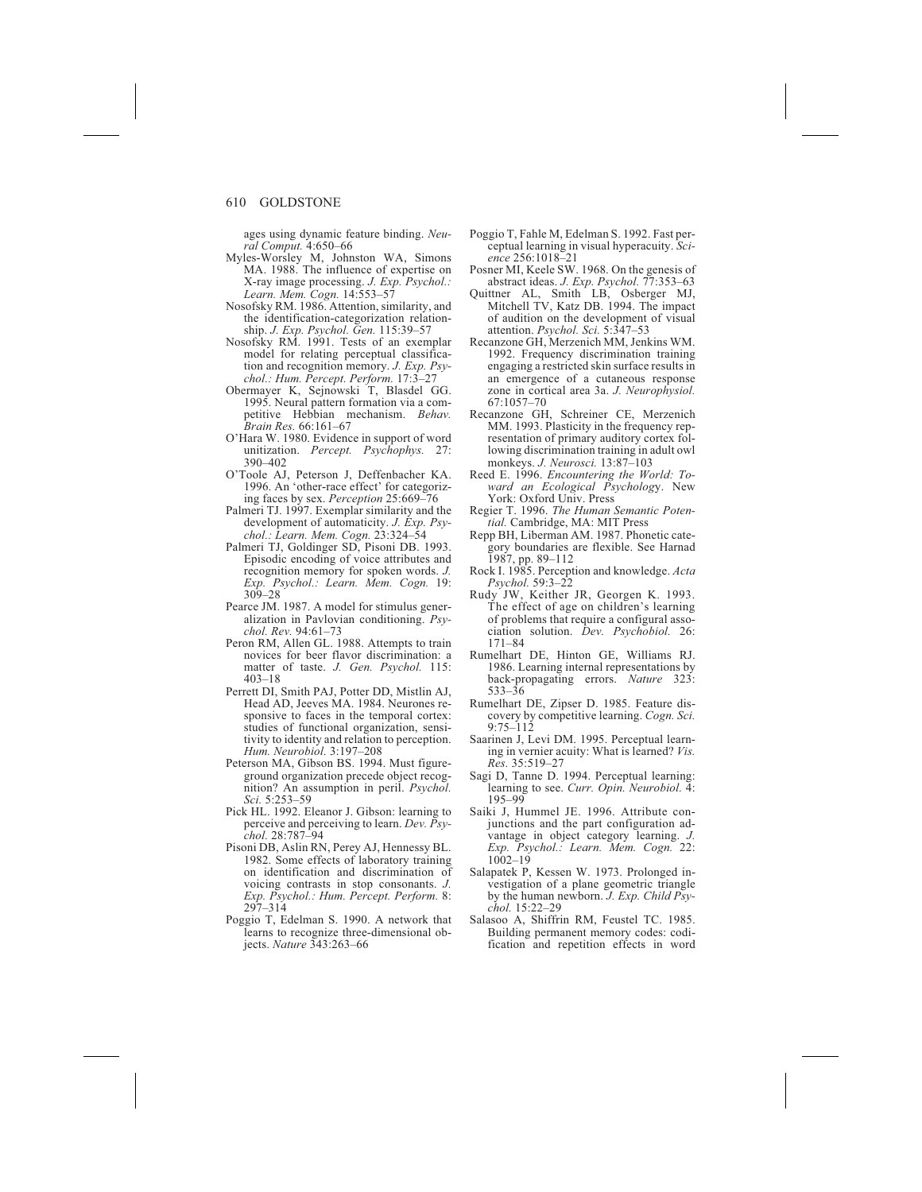ages using dynamic feature binding. *Neural Comput.* 4:650–66

Myles-Worsley M, Johnston WA, Simons MA. 1988. The influence of expertise on X-ray image processing. *J. Exp. Psychol.: Learn. Mem. Cogn.* 14:553–57

Nosofsky RM. 1986. Attention, similarity, and the identification-categorization relationship. *J. Exp. Psychol. Gen.* 115:39–57

Nosofsky RM. 1991. Tests of an exemplar model for relating perceptual classification and recognition memory. *J. Exp. Psychol.: Hum. Percept. Perform.* 17:3–27

Obermayer K, Sejnowski T, Blasdel GG. 1995. Neural pattern formation via a competitive Hebbian mechanism. *Behav. Brain Res.* 66:161–67

O'Hara W. 1980. Evidence in support of word unitization. *Percept. Psychophys.* 27: 390–402

O'Toole AJ, Peterson J, Deffenbacher KA. 1996. An 'other-race effect' for categorizing faces by sex. *Perception* 25:669–76

Palmeri TJ. 1997. Exemplar similarity and the development of automaticity. *J. Exp. Psychol.: Learn. Mem. Cogn.* 23:324–54

Palmeri TJ, Goldinger SD, Pisoni DB. 1993. Episodic encoding of voice attributes and recognition memory for spoken words. *J. Exp. Psychol.: Learn. Mem. Cogn.* 19: 309–28

Pearce JM. 1987. A model for stimulus generalization in Pavlovian conditioning. *Psychol. Rev.* 94:61–73

Peron RM, Allen GL. 1988. Attempts to train novices for beer flavor discrimination: a matter of taste. *J. Gen. Psychol.* 115: 403–18

Perrett DI, Smith PAJ, Potter DD, Mistlin AJ, Head AD, Jeeves MA. 1984. Neurones responsive to faces in the temporal cortex: studies of functional organization, sensitivity to identity and relation to perception. *Hum. Neurobiol.* 3:197–208

Peterson MA, Gibson BS. 1994. Must figure-ground organization precede object recognition? An assumption in peril. *Psychol. Sci.* 5:253–59

Pick HL. 1992. Eleanor J. Gibson: learning to perceive and perceiving to learn. *Dev. Psychol.* 28:787–94

Pisoni DB, Aslin RN, Perey AJ, Hennessy BL. 1982. Some effects of laboratory training on identification and discrimination of voicing contrasts in stop consonants. *J. Exp. Psychol.: Hum. Percept. Perform.* 8: 297–314

Poggio T, Edelman S. 1990. A network that learns to recognize three-dimensional objects. *Nature* 343:263–66

Poggio T, Fahle M, Edelman S. 1992. Fast perceptual learning in visual hyperacuity. *Science* 256:1018–21

Posner MI, Keele SW. 1968. On the genesis of abstract ideas. *J. Exp. Psychol.* 77:353–63

Quittner AL, Smith LB, Osberger MJ, Mitchell TV, Katz DB. 1994. The impact of audition on the development of visual attention. *Psychol. Sci.* 5:347–53

Recanzone GH, Merzenich MM, Jenkins WM. 1992. Frequency discrimination training engaging a restricted skin surface results in an emergence of a cutaneous response zone in cortical area 3a. *J. Neurophysiol.* 67:1057–70

Recanzone GH, Schreiner CE, Merzenich MM. 1993. Plasticity in the frequency representation of primary auditory cortex following discrimination training in adult owl monkeys. *J. Neurosci.* 13:87–103

Reed E. 1996. *Encountering the World: Toward an Ecological Psychology*. New York: Oxford Univ. Press

Regier T. 1996. *The Human Semantic Potential.* Cambridge, MA: MIT Press

Repp BH, Liberman AM. 1987. Phonetic category boundaries are flexible. See Harnad 1987, pp. 89–112

Rock I. 1985. Perception and knowledge. *Acta Psychol.* 59:3–22

Rudy JW, Keither JR, Georgen K. 1993. The effect of age on children's learning of problems that require a configural association solution. *Dev. Psychobiol.* 26: 171–84

Rumelhart DE, Hinton GE, Williams RJ. 1986. Learning internal representations by back-propagating errors. *Nature* 323: 533–36

Rumelhart DE, Zipser D. 1985. Feature discovery by competitive learning. *Cogn. Sci.* 9:75–112

Saarinen J, Levi DM. 1995. Perceptual learning in vernier acuity: What is learned? *Vis. Res.* 35:519–27

Sagi D, Tanne D. 1994. Perceptual learning: learning to see. *Curr. Opin. Neurobiol.* 4: 195–99

Saiki J, Hummel JE. 1996. Attribute conjunctions and the part configuration advantage in object category learning. *J. Exp. Psychol.: Learn. Mem. Cogn.* 22: 1002–19

Salapatek P, Kessen W. 1973. Prolonged investigation of a plane geometric triangle by the human newborn. *J. Exp. Child Psychol.* 15:22–29

Salasoo A, Shiffrin RM, Feustel TC. 1985. Building permanent memory codes: codification and repetition effects in word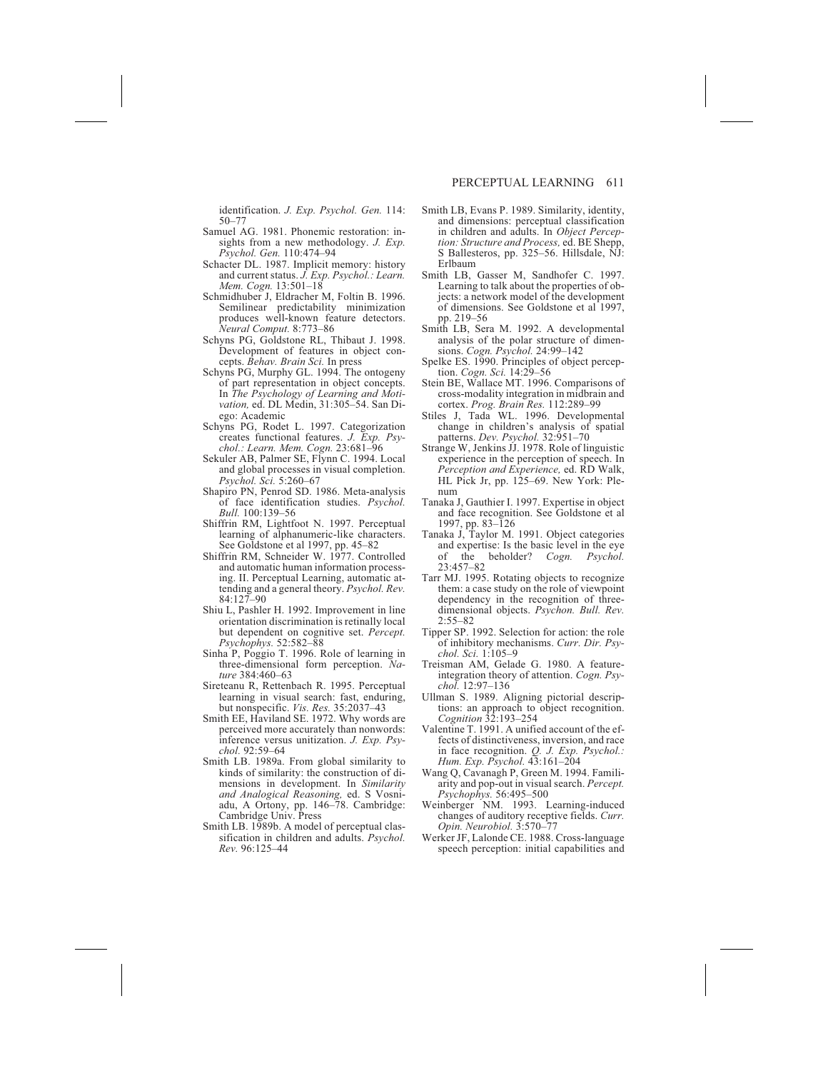identification. *J. Exp. Psychol. Gen.* 114: 50–77

Samuel AG. 1981. Phonemic restoration: insights from a new methodology. *J. Exp. Psychol. Gen.* 110:474–94

Schacter DL. 1987. Implicit memory: history and current status. *J. Exp. Psychol.: Learn. Mem. Cogn.* 13:501–18

Schmidhuber J, Eldracher M, Foltin B. 1996. Semilinear predictability minimization produces well-known feature detectors. *Neural Comput.* 8:773–86

Schyns PG, Goldstone RL, Thibaut J. 1998. Development of features in object concepts. *Behav. Brain Sci.* In press

Schyns PG, Murphy GL. 1994. The ontogeny of part representation in object concepts. In *The Psychology of Learning and Motivation,* ed. DL Medin, 31:305–54. San Diego: Academic

Schyns PG, Rodet L. 1997. Categorization creates functional features. *J. Exp. Psychol.: Learn. Mem. Cogn.* 23:681–96

Sekuler AB, Palmer SE, Flynn C. 1994. Local and global processes in visual completion. *Psychol. Sci.* 5:260–67

Shapiro PN, Penrod SD. 1986. Meta-analysis of face identification studies. *Psychol. Bull.* 100:139–56

Shiffrin RM, Lightfoot N. 1997. Perceptual learning of alphanumeric-like characters. See Goldstone et al 1997, pp. 45–82

Shiffrin RM, Schneider W. 1977. Controlled and automatic human information processing. II. Perceptual Learning, automatic attending and a general theory. *Psychol. Rev.* 84:127–90

Shiu L, Pashler H. 1992. Improvement in line orientation discrimination is retinally local but dependent on cognitive set. *Percept. Psychophys.* 52:582–88

Sinha P, Poggio T. 1996. Role of learning in three-dimensional form perception. *Nature* 384:460–63

Sireteanu R, Rettenbach R. 1995. Perceptual learning in visual search: fast, enduring, but nonspecific. *Vis. Res.* 35:2037–43

Smith EE, Haviland SE. 1972. Why words are perceived more accurately than nonwords: inference versus unitization. *J. Exp. Psychol.* 92:59–64

Smith LB. 1989a. From global similarity to kinds of similarity: the construction of dimensions in development. In *Similarity and Analogical Reasoning,* ed. S Vosniadu, A Ortony, pp. 146–78. Cambridge: Cambridge Univ. Press

Smith LB. 1989b. A model of perceptual classification in children and adults. *Psychol. Rev.* 96:125–44

Smith LB, Evans P. 1989. Similarity, identity, and dimensions: perceptual classification in children and adults. In *Object Perception: Structure and Process,* ed. BE Shepp, S Ballesteros, pp. 325–56. Hillsdale, NJ: Erlbaum

Smith LB, Gasser M, Sandhofer C. 1997. Learning to talk about the properties of objects: a network model of the development of dimensions. See Goldstone et al 1997, pp. 219–56

Smith LB, Sera M. 1992. A developmental analysis of the polar structure of dimensions. *Cogn. Psychol.* 24:99–142

Spelke ES. 1990. Principles of object perception. *Cogn. Sci.* 14:29–56

Stein BE, Wallace MT. 1996. Comparisons of cross-modality integration in midbrain and cortex. *Prog. Brain Res.* 112:289–99

Stiles J, Tada WL. 1996. Developmental change in children's analysis of spatial patterns. *Dev. Psychol.* 32:951–70

Strange W, Jenkins JJ. 1978. Role of linguistic experience in the perception of speech. In *Perception and Experience,* ed. RD Walk, HL Pick Jr, pp. 125–69. New York: Plenum

Tanaka J, Gauthier I. 1997. Expertise in object and face recognition. See Goldstone et al 1997, pp. 83–126

Tanaka J, Taylor M. 1991. Object categories and expertise: Is the basic level in the eye of the beholder? *Cogn. Psychol.* 23:457–82

Tarr MJ. 1995. Rotating objects to recognize them: a case study on the role of viewpoint dependency in the recognition of three-dimensional objects. *Psychon. Bull. Rev.* 2:55–82

Tipper SP. 1992. Selection for action: the role of inhibitory mechanisms. *Curr. Dir. Psychol. Sci.* 1:105–9

Treisman AM, Gelade G. 1980. A feature-integration theory of attention. *Cogn. Psychol.* 12:97–136

Ullman S. 1989. Aligning pictorial descriptions: an approach to object recognition. *Cognition* 32:193–254

Valentine T. 1991. A unified account of the effects of distinctiveness, inversion, and race in face recognition. *Q. J. Exp. Psychol.: Hum. Exp. Psychol.* 43:161–204

Wang Q, Cavanagh P, Green M. 1994. Familiarity and pop-out in visual search. *Percept. Psychophys.* 56:495–500

Weinberger NM. 1993. Learning-induced changes of auditory receptive fields. *Curr. Opin. Neurobiol.* 3:570–77

Werker JF, Lalonde CE. 1988. Cross-language speech perception: initial capabilities and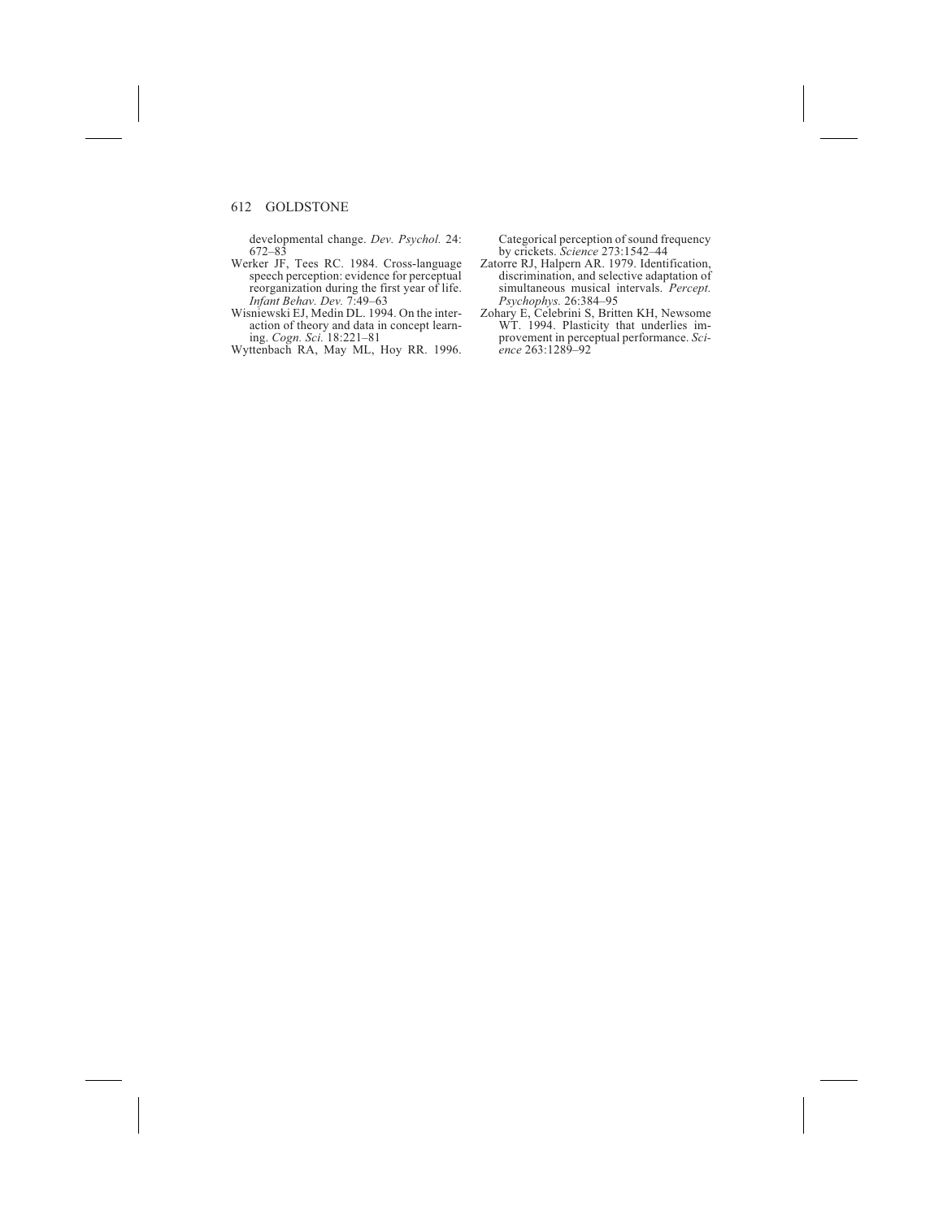developmental change. *Dev. Psychol.* 24: 672–83

Werker JF, Tees RC. 1984. Cross-language speech perception: evidence for perceptual reorganization during the first year of life. *Infant Behav. Dev.* 7:49–63

Wisniewski EJ, Medin DL. 1994. On the interaction of theory and data in concept learning. *Cogn. Sci.* 18:221–81

Wyttenbach RA, May ML, Hoy RR. 1996. Categorical perception of sound frequency by crickets. *Science* 273:1542–44

Zatorre RJ, Halpern AR. 1979. Identification, discrimination, and selective adaptation of simultaneous musical intervals. *Percept. Psychophys.* 26:384–95

Zohary E, Celebrini S, Britten KH, Newsome WT. 1994. Plasticity that underlies improvement in perceptual performance. *Science* 263:1289–92